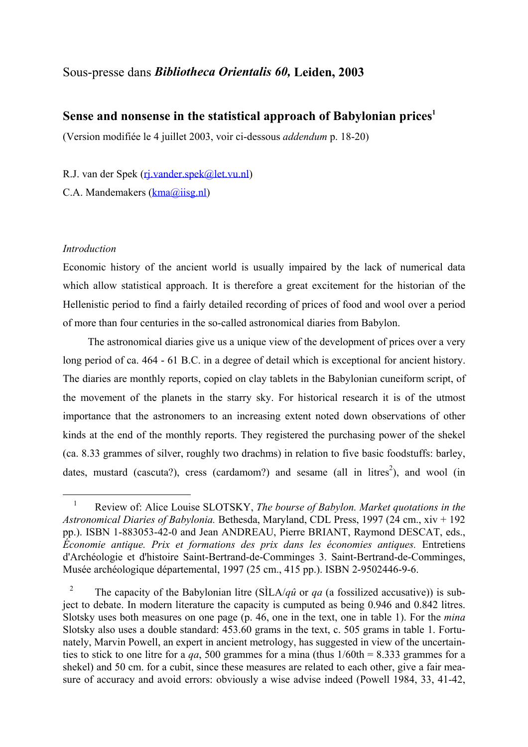Sous-presse dans ***Bibliotheca Orientalis 60,* Leiden, 2003**

# Sense and nonsense in the statistical approach of Babylonian prices[1]

(Version modifiée le 4 juillet 2003, voir ci-dessous *addendum* p. 18-20)

R.J. van der Spek (rj.vander.spek@let.vu.nl)

C.A. Mandemakers (kma@iisg.nl)

*Introduction*

Economic history of the ancient world is usually impaired by the lack of numerical data which allow statistical approach. It is therefore a great excitement for the historian of the Hellenistic period to find a fairly detailed recording of prices of food and wool over a period of more than four centuries in the so-called astronomical diaries from Babylon.

The astronomical diaries give us a unique view of the development of prices over a very long period of ca. 464 - 61 B.C. in a degree of detail which is exceptional for ancient history. The diaries are monthly reports, copied on clay tablets in the Babylonian cuneiform script, of the movement of the planets in the starry sky. For historical research it is of the utmost importance that the astronomers to an increasing extent noted down observations of other kinds at the end of the monthly reports. They registered the purchasing power of the shekel (ca. 8.33 grammes of silver, roughly two drachms) in relation to five basic foodstuffs: barley, dates, mustard (cascuta?), cress (cardamom?) and sesame (all in litres[2]), and wool (in

---

[1] Review of: Alice Louise SLOTSKY, *The bourse of Babylon. Market quotations in the Astronomical Diaries of Babylonia.* Bethesda, Maryland, CDL Press, 1997 (24 cm., xiv + 192 pp.). ISBN 1-883053-42-0 and Jean ANDREAU, Pierre BRIANT, Raymond DESCAT, eds., *Économie antique. Prix et formations des prix dans les économies antiques.* Entretiens d'Archéologie et d'histoire Saint-Bertrand-de-Comminges 3. Saint-Bertrand-de-Comminges, Musée archéologique départemental, 1997 (25 cm., 415 pp.). ISBN 2-9502446-9-6.

[2] The capacity of the Babylonian litre (SÌLA/*qû* or *qa* (a fossilized accusative)) is subject to debate. In modern literature the capacity is cumputed as being 0.946 and 0.842 litres. Slotsky uses both measures on one page (p. 46, one in the text, one in table 1). For the *mina* Slotsky also uses a double standard: 453.60 grams in the text, c. 505 grams in table 1. Fortunately, Marvin Powell, an expert in ancient metrology, has suggested in view of the uncertainties to stick to one litre for a *qa*, 500 grammes for a mina (thus 1/60th = 8.333 grammes for a shekel) and 50 cm. for a cubit, since these measures are related to each other, give a fair measure of accuracy and avoid errors: obviously a wise advise indeed (Powell 1984, 33, 41-42,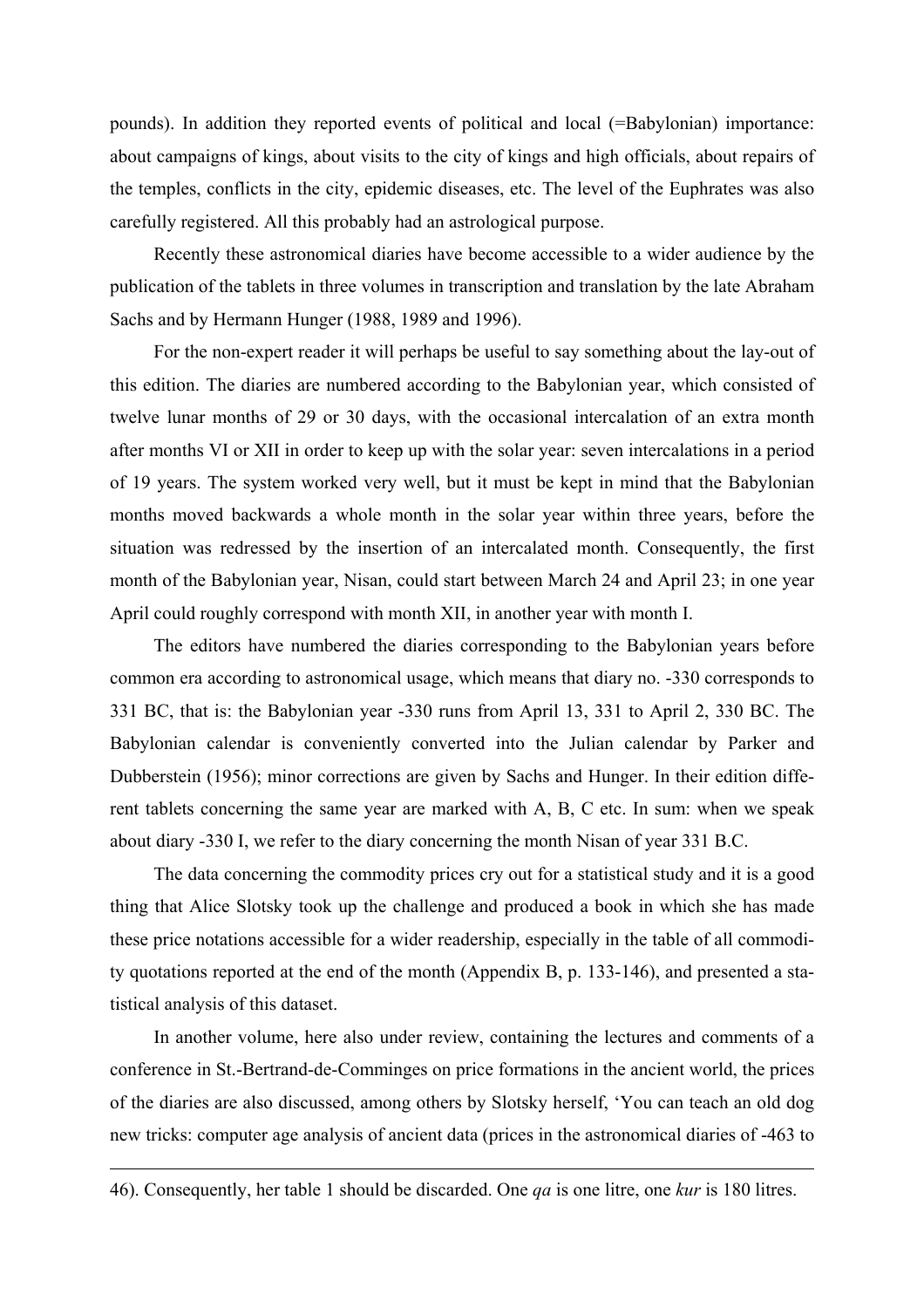pounds). In addition they reported events of political and local (=Babylonian) importance: about campaigns of kings, about visits to the city of kings and high officials, about repairs of the temples, conflicts in the city, epidemic diseases, etc. The level of the Euphrates was also carefully registered. All this probably had an astrological purpose.

Recently these astronomical diaries have become accessible to a wider audience by the publication of the tablets in three volumes in transcription and translation by the late Abraham Sachs and by Hermann Hunger (1988, 1989 and 1996).

For the non-expert reader it will perhaps be useful to say something about the lay-out of this edition. The diaries are numbered according to the Babylonian year, which consisted of twelve lunar months of 29 or 30 days, with the occasional intercalation of an extra month after months VI or XII in order to keep up with the solar year: seven intercalations in a period of 19 years. The system worked very well, but it must be kept in mind that the Babylonian months moved backwards a whole month in the solar year within three years, before the situation was redressed by the insertion of an intercalated month. Consequently, the first month of the Babylonian year, Nisan, could start between March 24 and April 23; in one year April could roughly correspond with month XII, in another year with month I.

The editors have numbered the diaries corresponding to the Babylonian years before common era according to astronomical usage, which means that diary no. -330 corresponds to 331 BC, that is: the Babylonian year -330 runs from April 13, 331 to April 2, 330 BC. The Babylonian calendar is conveniently converted into the Julian calendar by Parker and Dubberstein (1956); minor corrections are given by Sachs and Hunger. In their edition different tablets concerning the same year are marked with A, B, C etc. In sum: when we speak about diary -330 I, we refer to the diary concerning the month Nisan of year 331 B.C.

The data concerning the commodity prices cry out for a statistical study and it is a good thing that Alice Slotsky took up the challenge and produced a book in which she has made these price notations accessible for a wider readership, especially in the table of all commodity quotations reported at the end of the month (Appendix B, p. 133-146), and presented a statistical analysis of this dataset.

In another volume, here also under review, containing the lectures and comments of a conference in St.-Bertrand-de-Comminges on price formations in the ancient world, the prices of the diaries are also discussed, among others by Slotsky herself, 'You can teach an old dog new tricks: computer age analysis of ancient data (prices in the astronomical diaries of -463 to

---

46). Consequently, her table 1 should be discarded. One *qa* is one litre, one *kur* is 180 litres.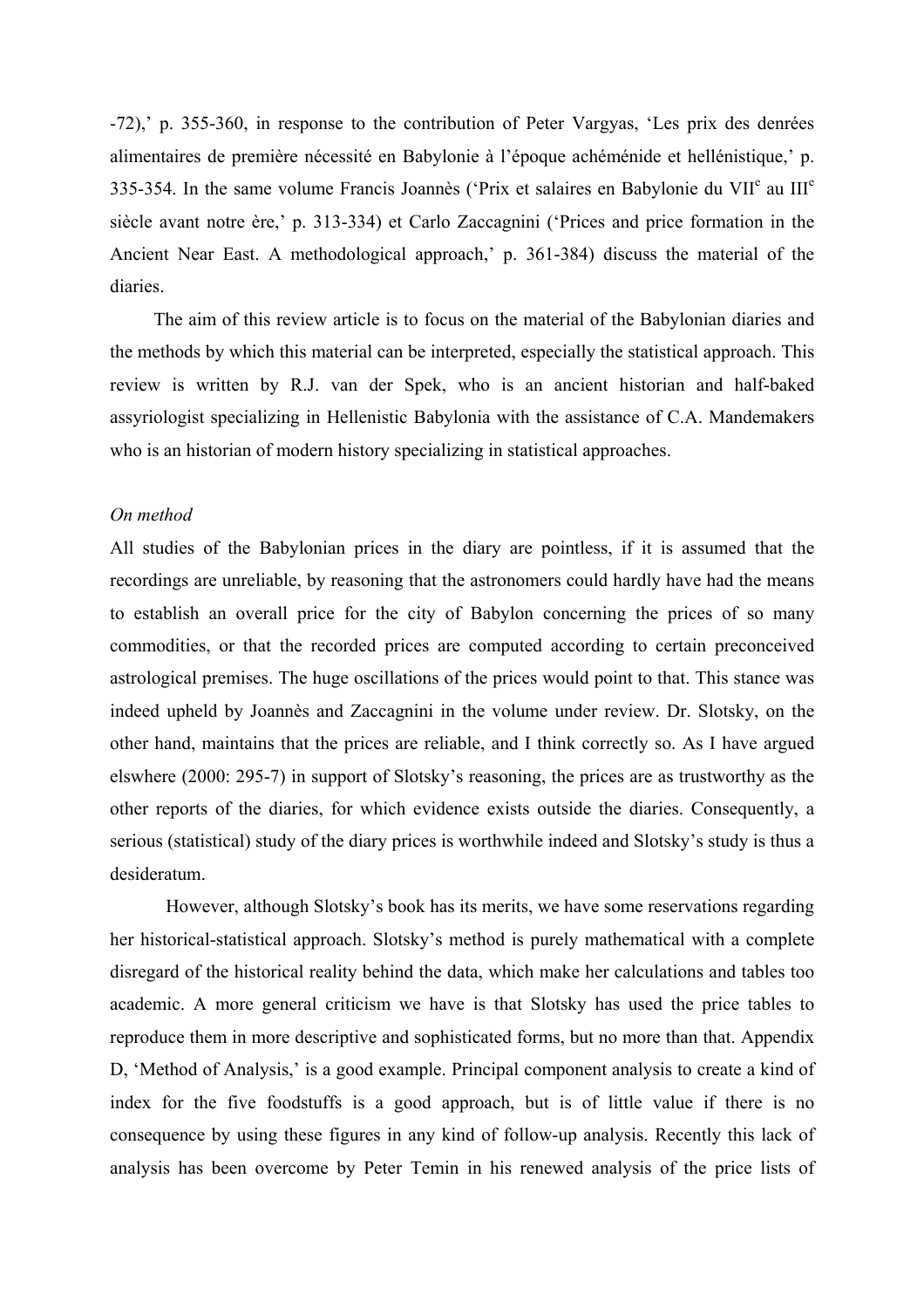-72),' p. 355-360, in response to the contribution of Peter Vargyas, 'Les prix des denrées alimentaires de première nécessité en Babylonie à l'époque achéménide et hellénistique,' p. 335-354. In the same volume Francis Joannès ('Prix et salaires en Babylonie du VII$^{e}$ au III$^{e}$ siècle avant notre ère,' p. 313-334) et Carlo Zaccagnini ('Prices and price formation in the Ancient Near East. A methodological approach,' p. 361-384) discuss the material of the diaries.

The aim of this review article is to focus on the material of the Babylonian diaries and the methods by which this material can be interpreted, especially the statistical approach. This review is written by R.J. van der Spek, who is an ancient historian and half-baked assyriologist specializing in Hellenistic Babylonia with the assistance of C.A. Mandemakers who is an historian of modern history specializing in statistical approaches.

*On method*

All studies of the Babylonian prices in the diary are pointless, if it is assumed that the recordings are unreliable, by reasoning that the astronomers could hardly have had the means to establish an overall price for the city of Babylon concerning the prices of so many commodities, or that the recorded prices are computed according to certain preconceived astrological premises. The huge oscillations of the prices would point to that. This stance was indeed upheld by Joannès and Zaccagnini in the volume under review. Dr. Slotsky, on the other hand, maintains that the prices are reliable, and I think correctly so. As I have argued elswhere (2000: 295-7) in support of Slotsky's reasoning, the prices are as trustworthy as the other reports of the diaries, for which evidence exists outside the diaries. Consequently, a serious (statistical) study of the diary prices is worthwhile indeed and Slotsky's study is thus a desideratum.

However, although Slotsky's book has its merits, we have some reservations regarding her historical-statistical approach. Slotsky's method is purely mathematical with a complete disregard of the historical reality behind the data, which make her calculations and tables too academic. A more general criticism we have is that Slotsky has used the price tables to reproduce them in more descriptive and sophisticated forms, but no more than that. Appendix D, 'Method of Analysis,' is a good example. Principal component analysis to create a kind of index for the five foodstuffs is a good approach, but is of little value if there is no consequence by using these figures in any kind of follow-up analysis. Recently this lack of analysis has been overcome by Peter Temin in his renewed analysis of the price lists of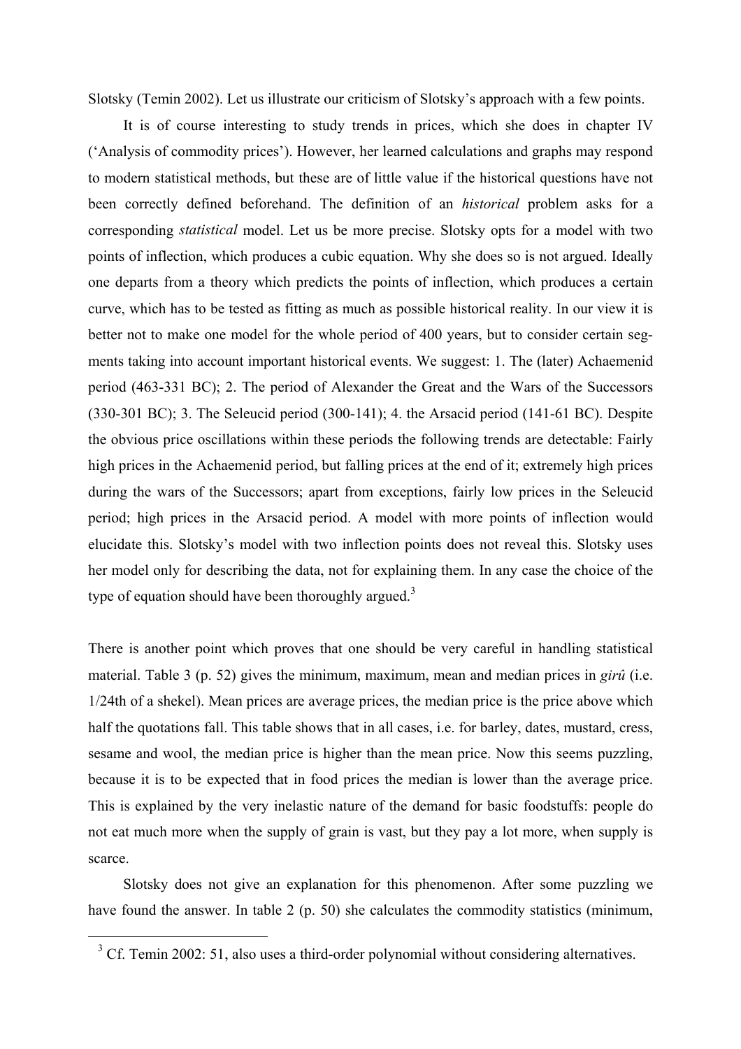Slotsky (Temin 2002). Let us illustrate our criticism of Slotsky's approach with a few points.

It is of course interesting to study trends in prices, which she does in chapter IV ('Analysis of commodity prices'). However, her learned calculations and graphs may respond to modern statistical methods, but these are of little value if the historical questions have not been correctly defined beforehand. The definition of an *historical* problem asks for a corresponding *statistical* model. Let us be more precise. Slotsky opts for a model with two points of inflection, which produces a cubic equation. Why she does so is not argued. Ideally one departs from a theory which predicts the points of inflection, which produces a certain curve, which has to be tested as fitting as much as possible historical reality. In our view it is better not to make one model for the whole period of 400 years, but to consider certain segments taking into account important historical events. We suggest: 1. The (later) Achaemenid period (463-331 BC); 2. The period of Alexander the Great and the Wars of the Successors (330-301 BC); 3. The Seleucid period (300-141); 4. the Arsacid period (141-61 BC). Despite the obvious price oscillations within these periods the following trends are detectable: Fairly high prices in the Achaemenid period, but falling prices at the end of it; extremely high prices during the wars of the Successors; apart from exceptions, fairly low prices in the Seleucid period; high prices in the Arsacid period. A model with more points of inflection would elucidate this. Slotsky's model with two inflection points does not reveal this. Slotsky uses her model only for describing the data, not for explaining them. In any case the choice of the type of equation should have been thoroughly argued.[3]

There is another point which proves that one should be very careful in handling statistical material. Table 3 (p. 52) gives the minimum, maximum, mean and median prices in *girû* (i.e. 1/24th of a shekel). Mean prices are average prices, the median price is the price above which half the quotations fall. This table shows that in all cases, i.e. for barley, dates, mustard, cress, sesame and wool, the median price is higher than the mean price. Now this seems puzzling, because it is to be expected that in food prices the median is lower than the average price. This is explained by the very inelastic nature of the demand for basic foodstuffs: people do not eat much more when the supply of grain is vast, but they pay a lot more, when supply is scarce.

Slotsky does not give an explanation for this phenomenon. After some puzzling we have found the answer. In table 2 (p. 50) she calculates the commodity statistics (minimum,

[3] Cf. Temin 2002: 51, also uses a third-order polynomial without considering alternatives.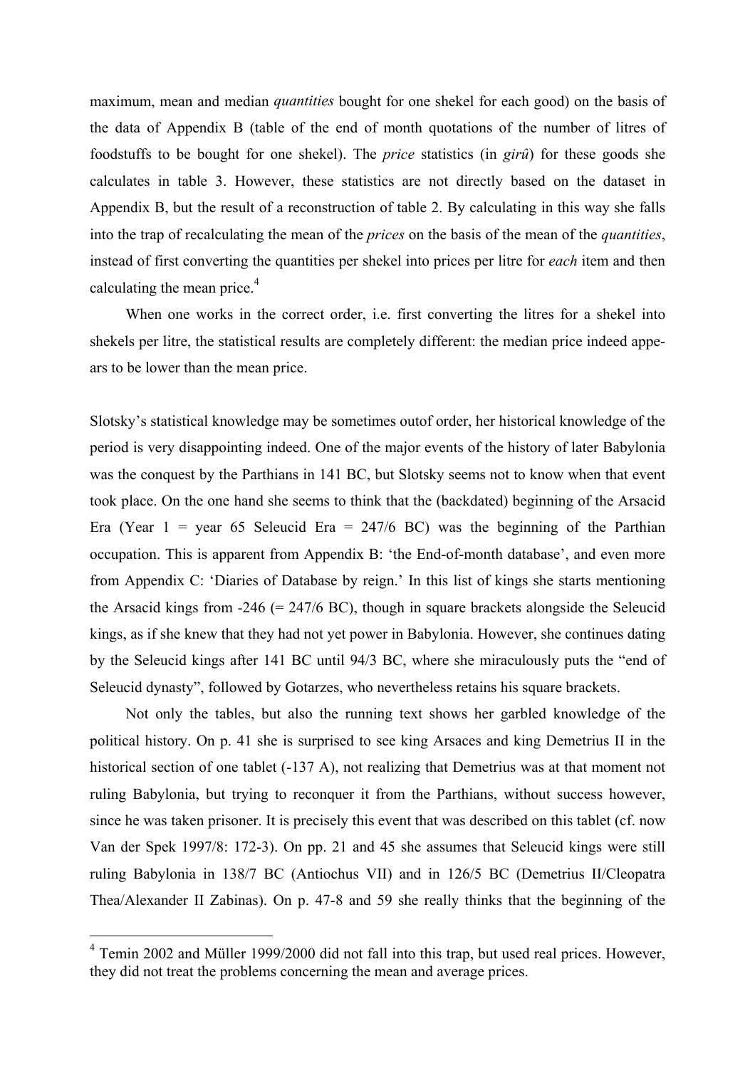maximum, mean and median *quantities* bought for one shekel for each good) on the basis of the data of Appendix B (table of the end of month quotations of the number of litres of foodstuffs to be bought for one shekel). The *price* statistics (in *girû*) for these goods she calculates in table 3. However, these statistics are not directly based on the dataset in Appendix B, but the result of a reconstruction of table 2. By calculating in this way she falls into the trap of recalculating the mean of the *prices* on the basis of the mean of the *quantities*, instead of first converting the quantities per shekel into prices per litre for *each* item and then calculating the mean price.[4]

When one works in the correct order, i.e. first converting the litres for a shekel into shekels per litre, the statistical results are completely different: the median price indeed appears to be lower than the mean price.

Slotsky's statistical knowledge may be sometimes outof order, her historical knowledge of the period is very disappointing indeed. One of the major events of the history of later Babylonia was the conquest by the Parthians in 141 BC, but Slotsky seems not to know when that event took place. On the one hand she seems to think that the (backdated) beginning of the Arsacid Era (Year 1 = year 65 Seleucid Era = 247/6 BC) was the beginning of the Parthian occupation. This is apparent from Appendix B: 'the End-of-month database', and even more from Appendix C: 'Diaries of Database by reign.' In this list of kings she starts mentioning the Arsacid kings from -246 (= 247/6 BC), though in square brackets alongside the Seleucid kings, as if she knew that they had not yet power in Babylonia. However, she continues dating by the Seleucid kings after 141 BC until 94/3 BC, where she miraculously puts the "end of Seleucid dynasty", followed by Gotarzes, who nevertheless retains his square brackets.

Not only the tables, but also the running text shows her garbled knowledge of the political history. On p. 41 she is surprised to see king Arsaces and king Demetrius II in the historical section of one tablet (-137 A), not realizing that Demetrius was at that moment not ruling Babylonia, but trying to reconquer it from the Parthians, without success however, since he was taken prisoner. It is precisely this event that was described on this tablet (cf. now Van der Spek 1997/8: 172-3). On pp. 21 and 45 she assumes that Seleucid kings were still ruling Babylonia in 138/7 BC (Antiochus VII) and in 126/5 BC (Demetrius II/Cleopatra Thea/Alexander II Zabinas). On p. 47-8 and 59 she really thinks that the beginning of the

---

[4] Temin 2002 and Müller 1999/2000 did not fall into this trap, but used real prices. However, they did not treat the problems concerning the mean and average prices.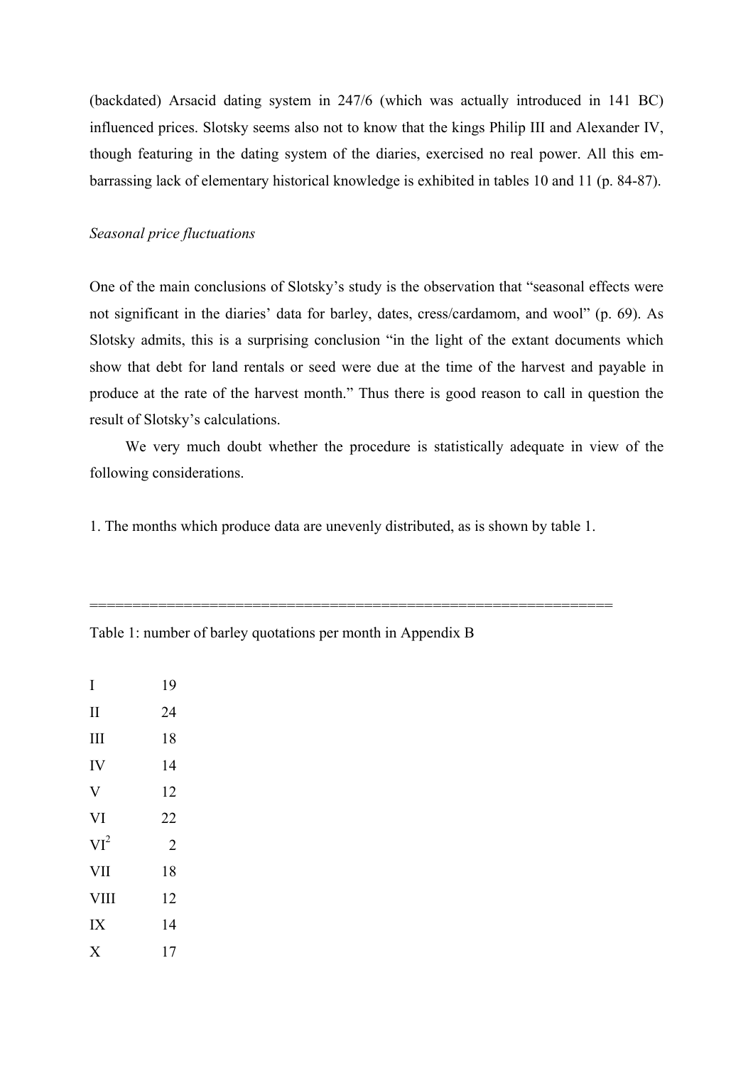(backdated) Arsacid dating system in 247/6 (which was actually introduced in 141 BC) influenced prices. Slotsky seems also not to know that the kings Philip III and Alexander IV, though featuring in the dating system of the diaries, exercised no real power. All this embarrassing lack of elementary historical knowledge is exhibited in tables 10 and 11 (p. 84-87).

*Seasonal price fluctuations*

One of the main conclusions of Slotsky's study is the observation that "seasonal effects were not significant in the diaries' data for barley, dates, cress/cardamom, and wool" (p. 69). As Slotsky admits, this is a surprising conclusion "in the light of the extant documents which show that debt for land rentals or seed were due at the time of the harvest and payable in produce at the rate of the harvest month." Thus there is good reason to call in question the result of Slotsky's calculations.

We very much doubt whether the procedure is statistically adequate in view of the following considerations.

1. The months which produce data are unevenly distributed, as is shown by table 1.

Table 1: number of barley quotations per month in Appendix B

| Month | Quotations |
|---|---|
| I | 19 |
| II | 24 |
| III | 18 |
| IV | 14 |
| V | 12 |
| VI | 22 |
| $VI^2$ | 2 |
| VII | 18 |
| VIII | 12 |
| IX | 14 |
| X | 17 |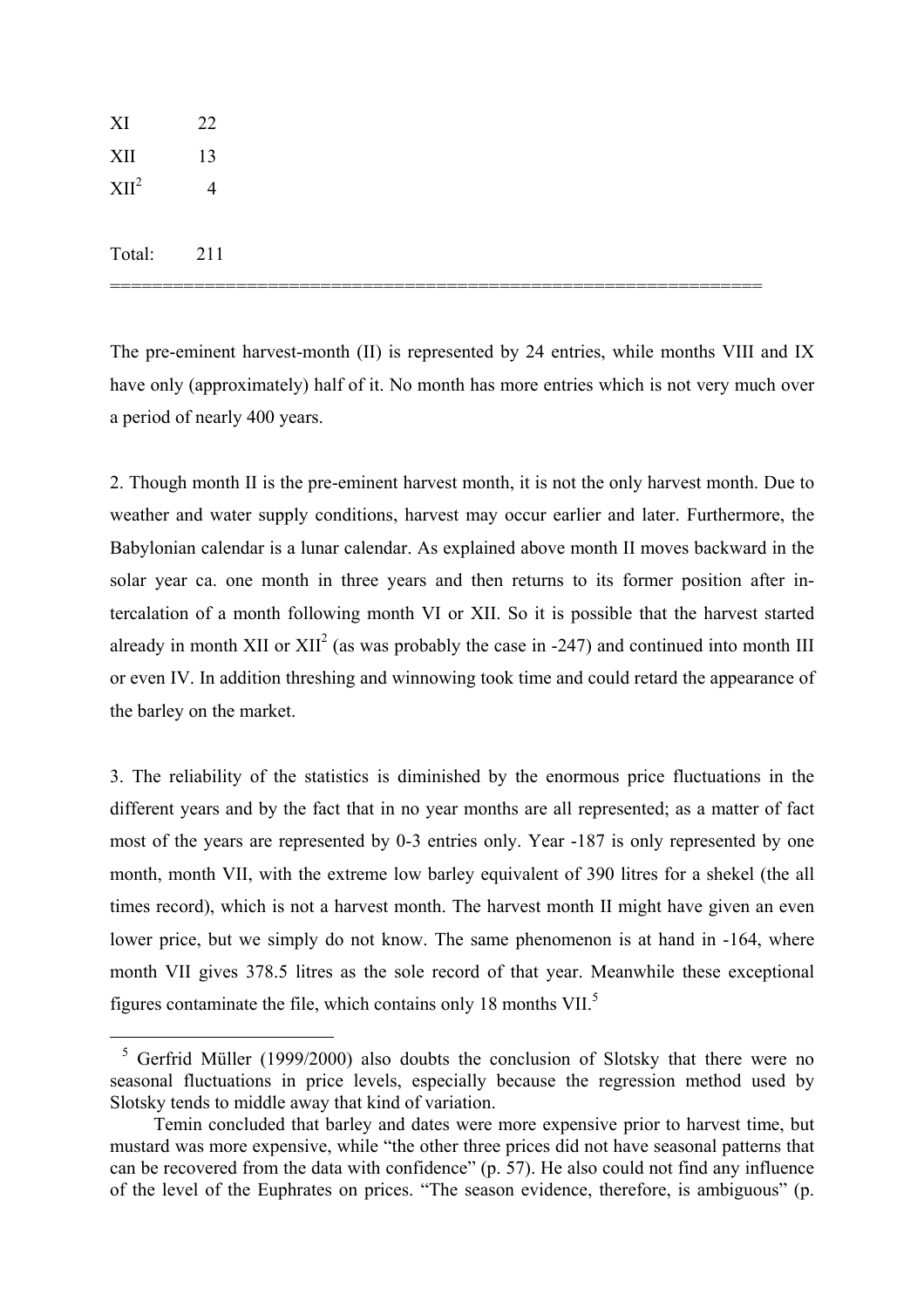| | |
|---|---|
| XI | 22 |
| XII | 13 |
| XII[2] | 4 |
| | |
| Total: | 211 |

==============================================================

The pre-eminent harvest-month (II) is represented by 24 entries, while months VIII and IX have only (approximately) half of it. No month has more entries which is not very much over a period of nearly 400 years.

2. Though month II is the pre-eminent harvest month, it is not the only harvest month. Due to weather and water supply conditions, harvest may occur earlier and later. Furthermore, the Babylonian calendar is a lunar calendar. As explained above month II moves backward in the solar year ca. one month in three years and then returns to its former position after intercalation of a month following month VI or XII. So it is possible that the harvest started already in month XII or XII[2] (as was probably the case in -247) and continued into month III or even IV. In addition threshing and winnowing took time and could retard the appearance of the barley on the market.

3. The reliability of the statistics is diminished by the enormous price fluctuations in the different years and by the fact that in no year months are all represented; as a matter of fact most of the years are represented by 0-3 entries only. Year -187 is only represented by one month, month VII, with the extreme low barley equivalent of 390 litres for a shekel (the all times record), which is not a harvest month. The harvest month II might have given an even lower price, but we simply do not know. The same phenomenon is at hand in -164, where month VII gives 378.5 litres as the sole record of that year. Meanwhile these exceptional figures contaminate the file, which contains only 18 months VII.[5]

---

[5] Gerfrid Müller (1999/2000) also doubts the conclusion of Slotsky that there were no seasonal fluctuations in price levels, especially because the regression method used by Slotsky tends to middle away that kind of variation.

Temin concluded that barley and dates were more expensive prior to harvest time, but mustard was more expensive, while "the other three prices did not have seasonal patterns that can be recovered from the data with confidence" (p. 57). He also could not find any influence of the level of the Euphrates on prices. "The season evidence, therefore, is ambiguous" (p.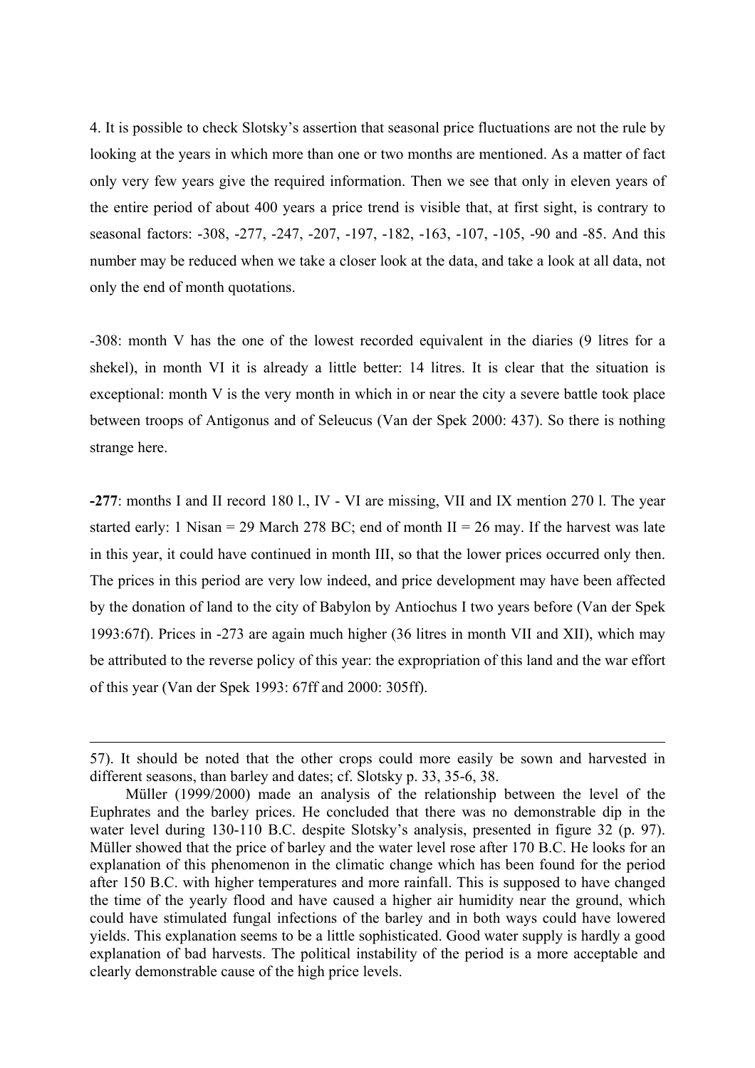4. It is possible to check Slotsky's assertion that seasonal price fluctuations are not the rule by looking at the years in which more than one or two months are mentioned. As a matter of fact only very few years give the required information. Then we see that only in eleven years of the entire period of about 400 years a price trend is visible that, at first sight, is contrary to seasonal factors: -308, -277, -247, -207, -197, -182, -163, -107, -105, -90 and -85. And this number may be reduced when we take a closer look at the data, and take a look at all data, not only the end of month quotations.

-308: month V has the one of the lowest recorded equivalent in the diaries (9 litres for a shekel), in month VI it is already a little better: 14 litres. It is clear that the situation is exceptional: month V is the very month in which in or near the city a severe battle took place between troops of Antigonus and of Seleucus (Van der Spek 2000: 437). So there is nothing strange here.

**-277**: months I and II record 180 l., IV - VI are missing, VII and IX mention 270 l. The year started early: 1 Nisan = 29 March 278 BC; end of month II = 26 may. If the harvest was late in this year, it could have continued in month III, so that the lower prices occurred only then. The prices in this period are very low indeed, and price development may have been affected by the donation of land to the city of Babylon by Antiochus I two years before (Van der Spek 1993:67f). Prices in -273 are again much higher (36 litres in month VII and XII), which may be attributed to the reverse policy of this year: the expropriation of this land and the war effort of this year (Van der Spek 1993: 67ff and 2000: 305ff).

---

57). It should be noted that the other crops could more easily be sown and harvested in different seasons, than barley and dates; cf. Slotsky p. 33, 35-6, 38.

Müller (1999/2000) made an analysis of the relationship between the level of the Euphrates and the barley prices. He concluded that there was no demonstrable dip in the water level during 130-110 B.C. despite Slotsky's analysis, presented in figure 32 (p. 97). Müller showed that the price of barley and the water level rose after 170 B.C. He looks for an explanation of this phenomenon in the climatic change which has been found for the period after 150 B.C. with higher temperatures and more rainfall. This is supposed to have changed the time of the yearly flood and have caused a higher air humidity near the ground, which could have stimulated fungal infections of the barley and in both ways could have lowered yields. This explanation seems to be a little sophisticated. Good water supply is hardly a good explanation of bad harvests. The political instability of the period is a more acceptable and clearly demonstrable cause of the high price levels.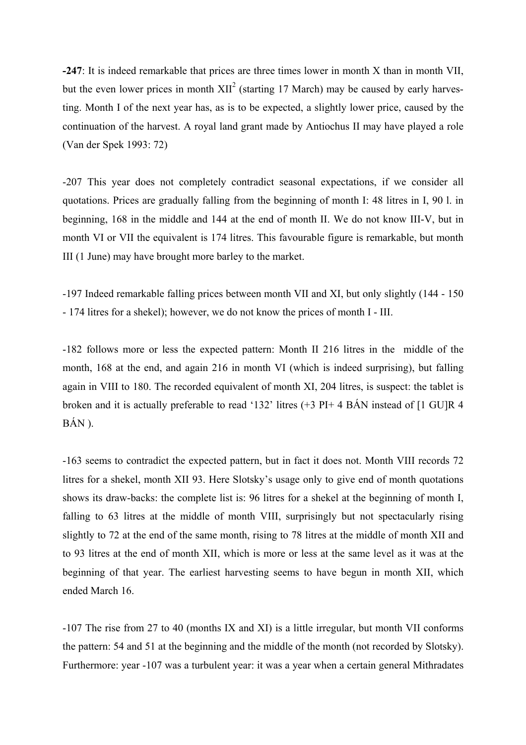**-247**: It is indeed remarkable that prices are three times lower in month X than in month VII, but the even lower prices in month XII[2] (starting 17 March) may be caused by early harvesting. Month I of the next year has, as is to be expected, a slightly lower price, caused by the continuation of the harvest. A royal land grant made by Antiochus II may have played a role (Van der Spek 1993: 72)

-207 This year does not completely contradict seasonal expectations, if we consider all quotations. Prices are gradually falling from the beginning of month I: 48 litres in I, 90 l. in beginning, 168 in the middle and 144 at the end of month II. We do not know III-V, but in month VI or VII the equivalent is 174 litres. This favourable figure is remarkable, but month III (1 June) may have brought more barley to the market.

-197 Indeed remarkable falling prices between month VII and XI, but only slightly (144 - 150 - 174 litres for a shekel); however, we do not know the prices of month I - III.

-182 follows more or less the expected pattern: Month II 216 litres in the middle of the month, 168 at the end, and again 216 in month VI (which is indeed surprising), but falling again in VIII to 180. The recorded equivalent of month XI, 204 litres, is suspect: the tablet is broken and it is actually preferable to read '132' litres (+3 PI+ 4 BÁN instead of [1 GU]R 4 BÁN ).

-163 seems to contradict the expected pattern, but in fact it does not. Month VIII records 72 litres for a shekel, month XII 93. Here Slotsky's usage only to give end of month quotations shows its draw-backs: the complete list is: 96 litres for a shekel at the beginning of month I, falling to 63 litres at the middle of month VIII, surprisingly but not spectacularly rising slightly to 72 at the end of the same month, rising to 78 litres at the middle of month XII and to 93 litres at the end of month XII, which is more or less at the same level as it was at the beginning of that year. The earliest harvesting seems to have begun in month XII, which ended March 16.

-107 The rise from 27 to 40 (months IX and XI) is a little irregular, but month VII conforms the pattern: 54 and 51 at the beginning and the middle of the month (not recorded by Slotsky). Furthermore: year -107 was a turbulent year: it was a year when a certain general Mithradates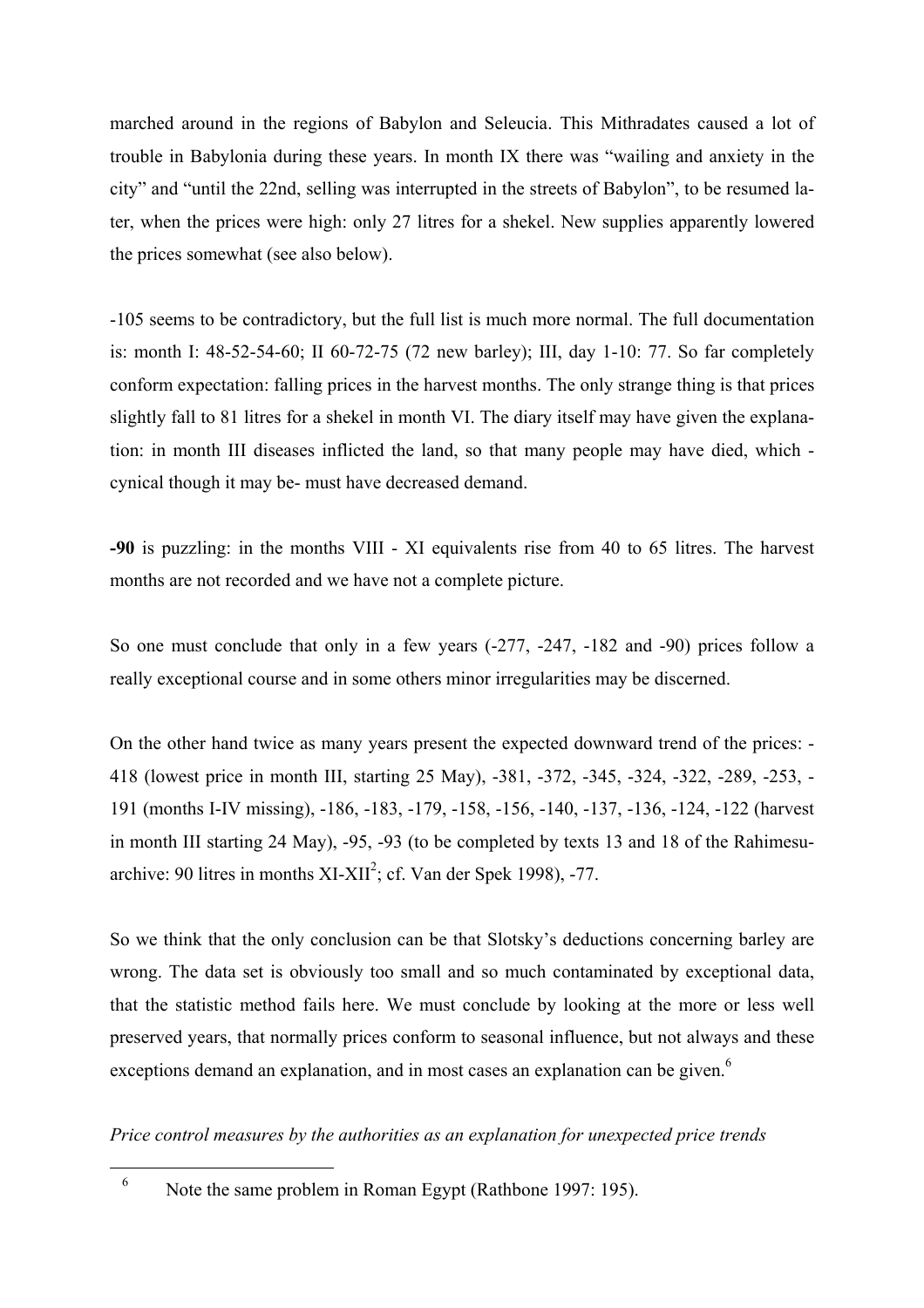marched around in the regions of Babylon and Seleucia. This Mithradates caused a lot of trouble in Babylonia during these years. In month IX there was "wailing and anxiety in the city" and "until the 22nd, selling was interrupted in the streets of Babylon", to be resumed later, when the prices were high: only 27 litres for a shekel. New supplies apparently lowered the prices somewhat (see also below).

-105 seems to be contradictory, but the full list is much more normal. The full documentation is: month I: 48-52-54-60; II 60-72-75 (72 new barley); III, day 1-10: 77. So far completely conform expectation: falling prices in the harvest months. The only strange thing is that prices slightly fall to 81 litres for a shekel in month VI. The diary itself may have given the explanation: in month III diseases inflicted the land, so that many people may have died, which - cynical though it may be- must have decreased demand.

**-90** is puzzling: in the months VIII - XI equivalents rise from 40 to 65 litres. The harvest months are not recorded and we have not a complete picture.

So one must conclude that only in a few years (-277, -247, -182 and -90) prices follow a really exceptional course and in some others minor irregularities may be discerned.

On the other hand twice as many years present the expected downward trend of the prices: -418 (lowest price in month III, starting 25 May), -381, -372, -345, -324, -322, -289, -253, -191 (months I-IV missing), -186, -183, -179, -158, -156, -140, -137, -136, -124, -122 (harvest in month III starting 24 May), -95, -93 (to be completed by texts 13 and 18 of the Rahimesu-archive: 90 litres in months $XI\text{-}XII^2$; cf. Van der Spek 1998), -77.

So we think that the only conclusion can be that Slotsky's deductions concerning barley are wrong. The data set is obviously too small and so much contaminated by exceptional data, that the statistic method fails here. We must conclude by looking at the more or less well preserved years, that normally prices conform to seasonal influence, but not always and these exceptions demand an explanation, and in most cases an explanation can be given.[6]

*Price control measures by the authorities as an explanation for unexpected price trends*

[6] Note the same problem in Roman Egypt (Rathbone 1997: 195).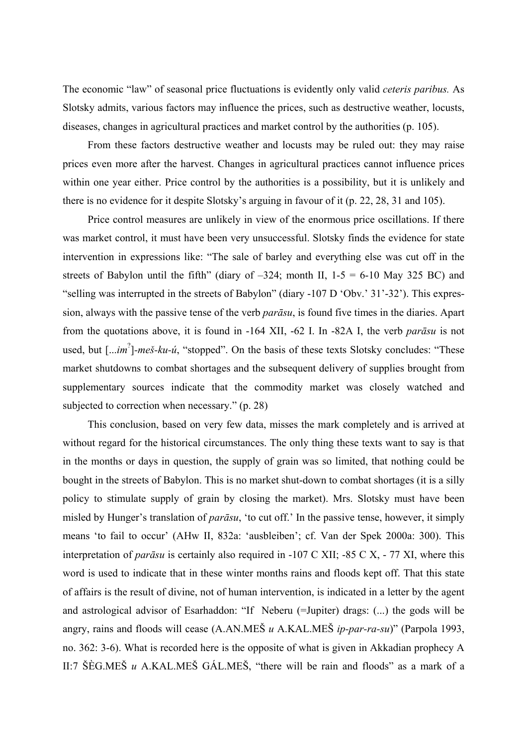The economic "law" of seasonal price fluctuations is evidently only valid *ceteris paribus.* As Slotsky admits, various factors may influence the prices, such as destructive weather, locusts, diseases, changes in agricultural practices and market control by the authorities (p. 105).

From these factors destructive weather and locusts may be ruled out: they may raise prices even more after the harvest. Changes in agricultural practices cannot influence prices within one year either. Price control by the authorities is a possibility, but it is unlikely and there is no evidence for it despite Slotsky's arguing in favour of it (p. 22, 28, 31 and 105).

Price control measures are unlikely in view of the enormous price oscillations. If there was market control, it must have been very unsuccessful. Slotsky finds the evidence for state intervention in expressions like: "The sale of barley and everything else was cut off in the streets of Babylon until the fifth" (diary of –324; month II, 1-5 = 6-10 May 325 BC) and "selling was interrupted in the streets of Babylon" (diary -107 D 'Obv.' 31'-32'). This expression, always with the passive tense of the verb *parāsu*, is found five times in the diaries. Apart from the quotations above, it is found in -164 XII, -62 I. In -82A I, the verb *parāsu* is not used, but [...*im*?]-*meš-ku-ú*, "stopped". On the basis of these texts Slotsky concludes: "These market shutdowns to combat shortages and the subsequent delivery of supplies brought from supplementary sources indicate that the commodity market was closely watched and subjected to correction when necessary." (p. 28)

This conclusion, based on very few data, misses the mark completely and is arrived at without regard for the historical circumstances. The only thing these texts want to say is that in the months or days in question, the supply of grain was so limited, that nothing could be bought in the streets of Babylon. This is no market shut-down to combat shortages (it is a silly policy to stimulate supply of grain by closing the market). Mrs. Slotsky must have been misled by Hunger's translation of *parāsu*, 'to cut off.' In the passive tense, however, it simply means 'to fail to occur' (AHw II, 832a: 'ausbleiben'; cf. Van der Spek 2000a: 300). This interpretation of *parāsu* is certainly also required in -107 C XII; -85 C X, - 77 XI, where this word is used to indicate that in these winter months rains and floods kept off. That this state of affairs is the result of divine, not of human intervention, is indicated in a letter by the agent and astrological advisor of Esarhaddon: "If Neberu (=Jupiter) drags: (...) the gods will be angry, rains and floods will cease (A.AN.MEŠ *u* A.KAL.MEŠ *ip-par-ra-su*)" (Parpola 1993, no. 362: 3-6). What is recorded here is the opposite of what is given in Akkadian prophecy A II:7 ŠÈG.MEŠ *u* A.KAL.MEŠ GÁL.MEŠ, "there will be rain and floods" as a mark of a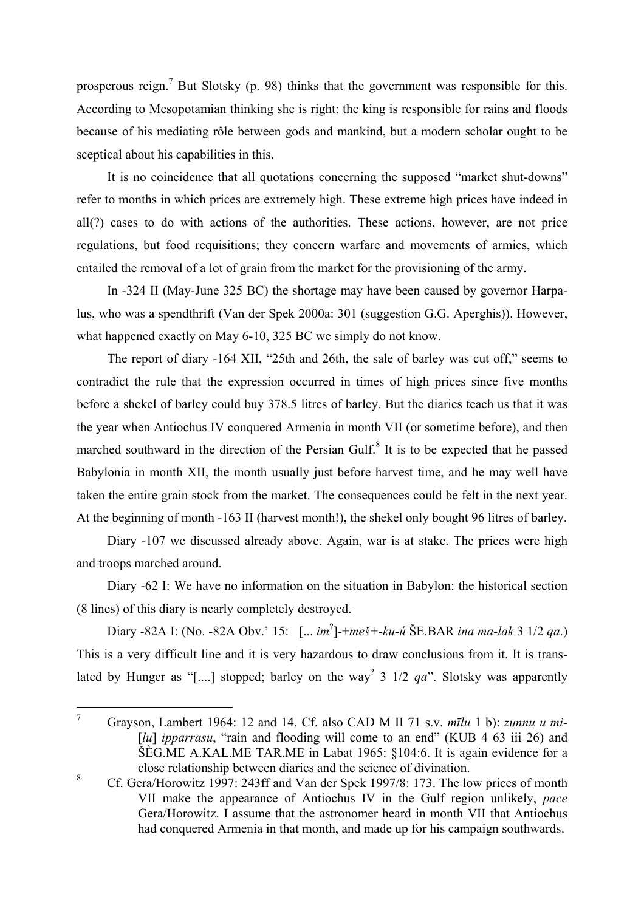prosperous reign.[7] But Slotsky (p. 98) thinks that the government was responsible for this. According to Mesopotamian thinking she is right: the king is responsible for rains and floods because of his mediating rôle between gods and mankind, but a modern scholar ought to be sceptical about his capabilities in this.

It is no coincidence that all quotations concerning the supposed "market shut-downs" refer to months in which prices are extremely high. These extreme high prices have indeed in all(?) cases to do with actions of the authorities. These actions, however, are not price regulations, but food requisitions; they concern warfare and movements of armies, which entailed the removal of a lot of grain from the market for the provisioning of the army.

In -324 II (May-June 325 BC) the shortage may have been caused by governor Harpalus, who was a spendthrift (Van der Spek 2000a: 301 (suggestion G.G. Aperghis)). However, what happened exactly on May 6-10, 325 BC we simply do not know.

The report of diary -164 XII, "25th and 26th, the sale of barley was cut off," seems to contradict the rule that the expression occurred in times of high prices since five months before a shekel of barley could buy 378.5 litres of barley. But the diaries teach us that it was the year when Antiochus IV conquered Armenia in month VII (or sometime before), and then marched southward in the direction of the Persian Gulf.[8] It is to be expected that he passed Babylonia in month XII, the month usually just before harvest time, and he may well have taken the entire grain stock from the market. The consequences could be felt in the next year. At the beginning of month -163 II (harvest month!), the shekel only bought 96 litres of barley.

Diary -107 we discussed already above. Again, war is at stake. The prices were high and troops marched around.

Diary -62 I: We have no information on the situation in Babylon: the historical section (8 lines) of this diary is nearly completely destroyed.

Diary -82A I: (No. -82A Obv.' 15: [... *im*[?]]-+*meš*+-*ku-ú* ŠE.BAR *ina ma-lak* 3 1/2 *qa*.) This is a very difficult line and it is very hazardous to draw conclusions from it. It is translated by Hunger as "[....] stopped; barley on the way[?] 3 1/2 *qa*". Slotsky was apparently

---

[7] Grayson, Lambert 1964: 12 and 14. Cf. also CAD M II 71 s.v. *mīlu* 1 b): *zunnu u mi-*[*lu*] *ipparrasu*, "rain and flooding will come to an end" (KUB 4 63 iii 26) and ŠÈG.ME A.KAL.ME TAR.ME in Labat 1965: §104:6. It is again evidence for a close relationship between diaries and the science of divination.

[8] Cf. Gera/Horowitz 1997: 243ff and Van der Spek 1997/8: 173. The low prices of month VII make the appearance of Antiochus IV in the Gulf region unlikely, *pace* Gera/Horowitz. I assume that the astronomer heard in month VII that Antiochus had conquered Armenia in that month, and made up for his campaign southwards.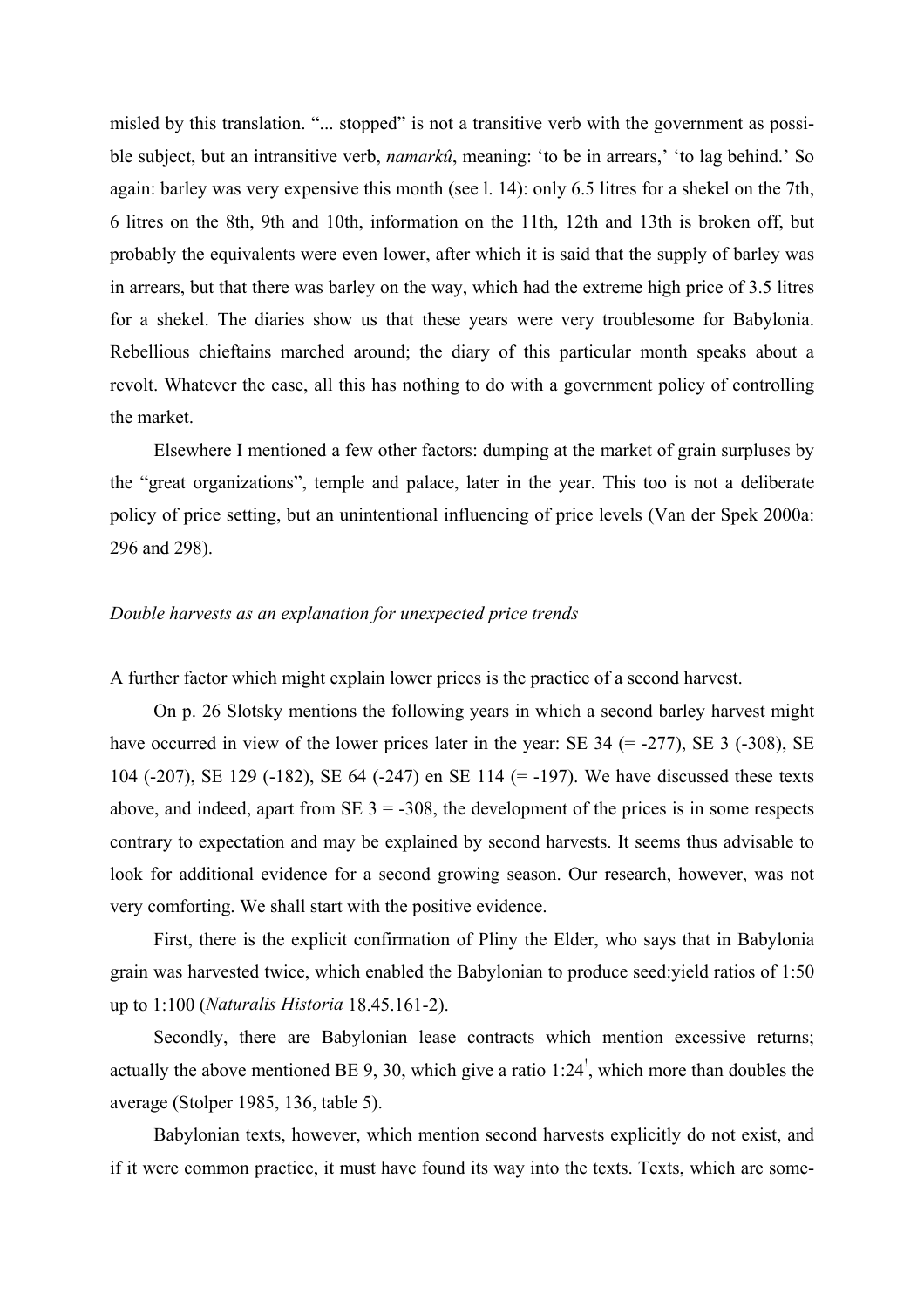misled by this translation. "... stopped" is not a transitive verb with the government as possible subject, but an intransitive verb, *namarkû*, meaning: 'to be in arrears,' 'to lag behind.' So again: barley was very expensive this month (see l. 14): only 6.5 litres for a shekel on the 7th, 6 litres on the 8th, 9th and 10th, information on the 11th, 12th and 13th is broken off, but probably the equivalents were even lower, after which it is said that the supply of barley was in arrears, but that there was barley on the way, which had the extreme high price of 3.5 litres for a shekel. The diaries show us that these years were very troublesome for Babylonia. Rebellious chieftains marched around; the diary of this particular month speaks about a revolt. Whatever the case, all this has nothing to do with a government policy of controlling the market.

Elsewhere I mentioned a few other factors: dumping at the market of grain surpluses by the "great organizations", temple and palace, later in the year. This too is not a deliberate policy of price setting, but an unintentional influencing of price levels (Van der Spek 2000a: 296 and 298).

*Double harvests as an explanation for unexpected price trends*

A further factor which might explain lower prices is the practice of a second harvest.

On p. 26 Slotsky mentions the following years in which a second barley harvest might have occurred in view of the lower prices later in the year: SE 34 (= -277), SE 3 (-308), SE 104 (-207), SE 129 (-182), SE 64 (-247) en SE 114 (= -197). We have discussed these texts above, and indeed, apart from SE 3 = -308, the development of the prices is in some respects contrary to expectation and may be explained by second harvests. It seems thus advisable to look for additional evidence for a second growing season. Our research, however, was not very comforting. We shall start with the positive evidence.

First, there is the explicit confirmation of Pliny the Elder, who says that in Babylonia grain was harvested twice, which enabled the Babylonian to produce seed:yield ratios of 1:50 up to 1:100 (*Naturalis Historia* 18.45.161-2).

Secondly, there are Babylonian lease contracts which mention excessive returns; actually the above mentioned BE 9, 30, which give a ratio 1:24[!], which more than doubles the average (Stolper 1985, 136, table 5).

Babylonian texts, however, which mention second harvests explicitly do not exist, and if it were common practice, it must have found its way into the texts. Texts, which are some-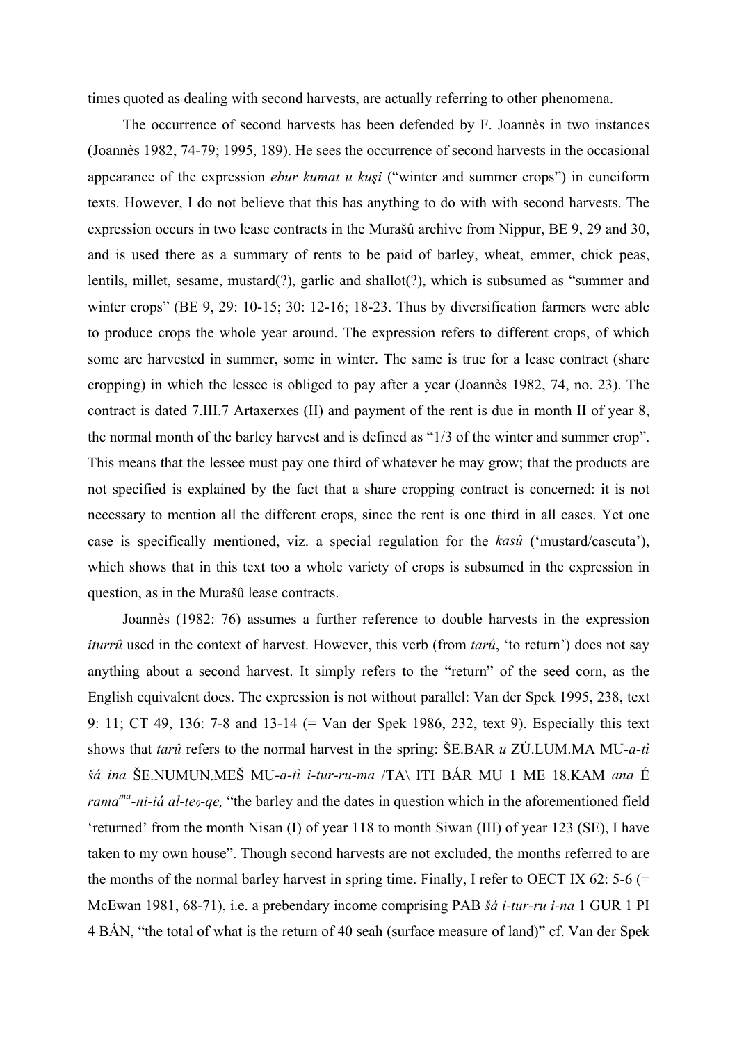times quoted as dealing with second harvests, are actually referring to other phenomena.

The occurrence of second harvests has been defended by F. Joannès in two instances (Joannès 1982, 74-79; 1995, 189). He sees the occurrence of second harvests in the occasional appearance of the expression *ebur kumat u kuṣi* ("winter and summer crops") in cuneiform texts. However, I do not believe that this has anything to do with with second harvests. The expression occurs in two lease contracts in the Murašû archive from Nippur, BE 9, 29 and 30, and is used there as a summary of rents to be paid of barley, wheat, emmer, chick peas, lentils, millet, sesame, mustard(?), garlic and shallot(?), which is subsumed as "summer and winter crops" (BE 9, 29: 10-15; 30: 12-16; 18-23. Thus by diversification farmers were able to produce crops the whole year around. The expression refers to different crops, of which some are harvested in summer, some in winter. The same is true for a lease contract (share cropping) in which the lessee is obliged to pay after a year (Joannès 1982, 74, no. 23). The contract is dated 7.III.7 Artaxerxes (II) and payment of the rent is due in month II of year 8, the normal month of the barley harvest and is defined as "1/3 of the winter and summer crop". This means that the lessee must pay one third of whatever he may grow; that the products are not specified is explained by the fact that a share cropping contract is concerned: it is not necessary to mention all the different crops, since the rent is one third in all cases. Yet one case is specifically mentioned, viz. a special regulation for the *kasû* ('mustard/cascuta'), which shows that in this text too a whole variety of crops is subsumed in the expression in question, as in the Murašû lease contracts.

Joannès (1982: 76) assumes a further reference to double harvests in the expression *iturrû* used in the context of harvest. However, this verb (from *tarû*, 'to return') does not say anything about a second harvest. It simply refers to the "return" of the seed corn, as the English equivalent does. The expression is not without parallel: Van der Spek 1995, 238, text 9: 11; CT 49, 136: 7-8 and 13-14 (= Van der Spek 1986, 232, text 9). Especially this text shows that *tarû* refers to the normal harvest in the spring: ŠE.BAR *u* ZÚ.LUM.MA MU-*a-tì šá ina* ŠE.NUMUN.MEŠ MU-*a-tì i-tur-ru-ma* /TA\ ITI BÁR MU 1 ME 18.KAM *ana* É *rama*[ma]-*ni-iá al-te*$_9$-*qe*, "the barley and the dates in question which in the aforementioned field 'returned' from the month Nisan (I) of year 118 to month Siwan (III) of year 123 (SE), I have taken to my own house". Though second harvests are not excluded, the months referred to are the months of the normal barley harvest in spring time. Finally, I refer to OECT IX 62: 5-6 (= McEwan 1981, 68-71), i.e. a prebendary income comprising PAB *šá i-tur-ru i-na* 1 GUR 1 PI 4 BÁN, "the total of what is the return of 40 seah (surface measure of land)" cf. Van der Spek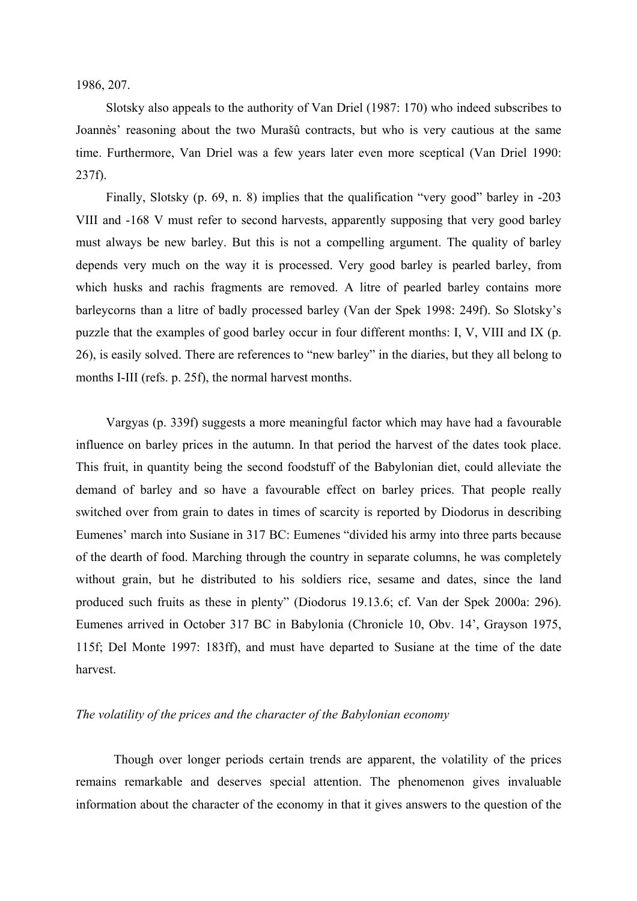1986, 207.

Slotsky also appeals to the authority of Van Driel (1987: 170) who indeed subscribes to Joannès' reasoning about the two Murašû contracts, but who is very cautious at the same time. Furthermore, Van Driel was a few years later even more sceptical (Van Driel 1990: 237f).

Finally, Slotsky (p. 69, n. 8) implies that the qualification "very good" barley in -203 VIII and -168 V must refer to second harvests, apparently supposing that very good barley must always be new barley. But this is not a compelling argument. The quality of barley depends very much on the way it is processed. Very good barley is pearled barley, from which husks and rachis fragments are removed. A litre of pearled barley contains more barleycorns than a litre of badly processed barley (Van der Spek 1998: 249f). So Slotsky's puzzle that the examples of good barley occur in four different months: I, V, VIII and IX (p. 26), is easily solved. There are references to "new barley" in the diaries, but they all belong to months I-III (refs. p. 25f), the normal harvest months.

Vargyas (p. 339f) suggests a more meaningful factor which may have had a favourable influence on barley prices in the autumn. In that period the harvest of the dates took place. This fruit, in quantity being the second foodstuff of the Babylonian diet, could alleviate the demand of barley and so have a favourable effect on barley prices. That people really switched over from grain to dates in times of scarcity is reported by Diodorus in describing Eumenes' march into Susiane in 317 BC: Eumenes "divided his army into three parts because of the dearth of food. Marching through the country in separate columns, he was completely without grain, but he distributed to his soldiers rice, sesame and dates, since the land produced such fruits as these in plenty" (Diodorus 19.13.6; cf. Van der Spek 2000a: 296). Eumenes arrived in October 317 BC in Babylonia (Chronicle 10, Obv. 14', Grayson 1975, 115f; Del Monte 1997: 183ff), and must have departed to Susiane at the time of the date harvest.

*The volatility of the prices and the character of the Babylonian economy*

Though over longer periods certain trends are apparent, the volatility of the prices remains remarkable and deserves special attention. The phenomenon gives invaluable information about the character of the economy in that it gives answers to the question of the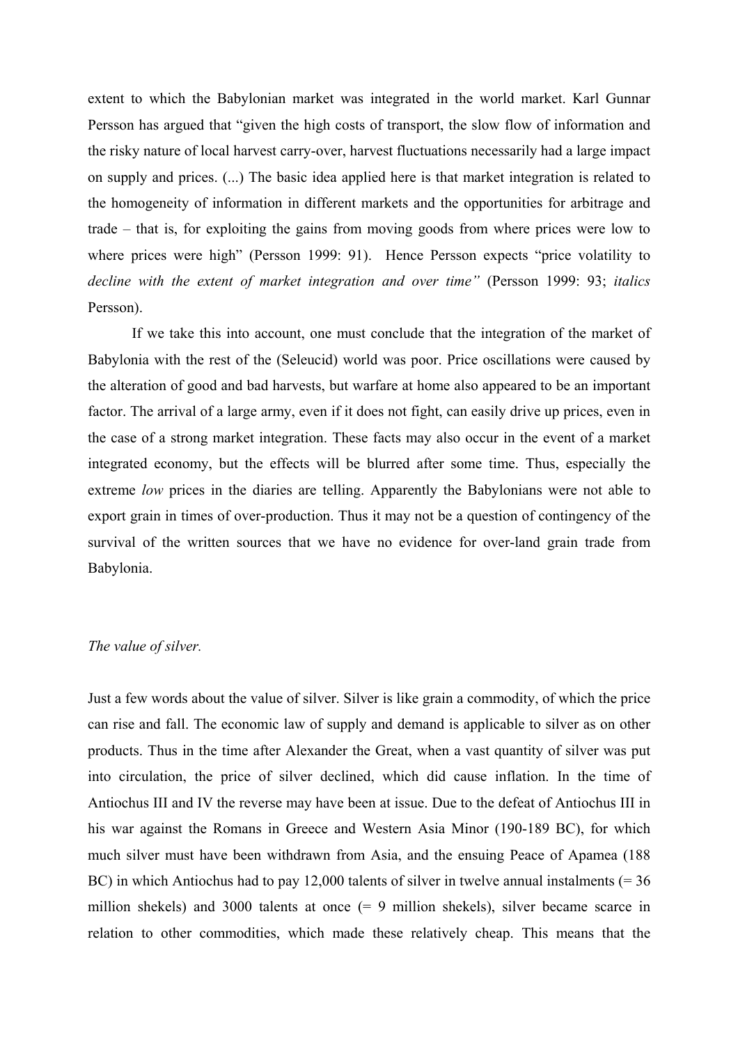extent to which the Babylonian market was integrated in the world market. Karl Gunnar Persson has argued that "given the high costs of transport, the slow flow of information and the risky nature of local harvest carry-over, harvest fluctuations necessarily had a large impact on supply and prices. (...) The basic idea applied here is that market integration is related to the homogeneity of information in different markets and the opportunities for arbitrage and trade – that is, for exploiting the gains from moving goods from where prices were low to where prices were high" (Persson 1999: 91). Hence Persson expects "price volatility to *decline with the extent of market integration and over time"* (Persson 1999: 93; *italics* Persson).

If we take this into account, one must conclude that the integration of the market of Babylonia with the rest of the (Seleucid) world was poor. Price oscillations were caused by the alteration of good and bad harvests, but warfare at home also appeared to be an important factor. The arrival of a large army, even if it does not fight, can easily drive up prices, even in the case of a strong market integration. These facts may also occur in the event of a market integrated economy, but the effects will be blurred after some time. Thus, especially the extreme *low* prices in the diaries are telling. Apparently the Babylonians were not able to export grain in times of over-production. Thus it may not be a question of contingency of the survival of the written sources that we have no evidence for over-land grain trade from Babylonia.

*The value of silver.*

Just a few words about the value of silver. Silver is like grain a commodity, of which the price can rise and fall. The economic law of supply and demand is applicable to silver as on other products. Thus in the time after Alexander the Great, when a vast quantity of silver was put into circulation, the price of silver declined, which did cause inflation. In the time of Antiochus III and IV the reverse may have been at issue. Due to the defeat of Antiochus III in his war against the Romans in Greece and Western Asia Minor (190-189 BC), for which much silver must have been withdrawn from Asia, and the ensuing Peace of Apamea (188 BC) in which Antiochus had to pay 12,000 talents of silver in twelve annual instalments (= 36 million shekels) and 3000 talents at once (= 9 million shekels), silver became scarce in relation to other commodities, which made these relatively cheap. This means that the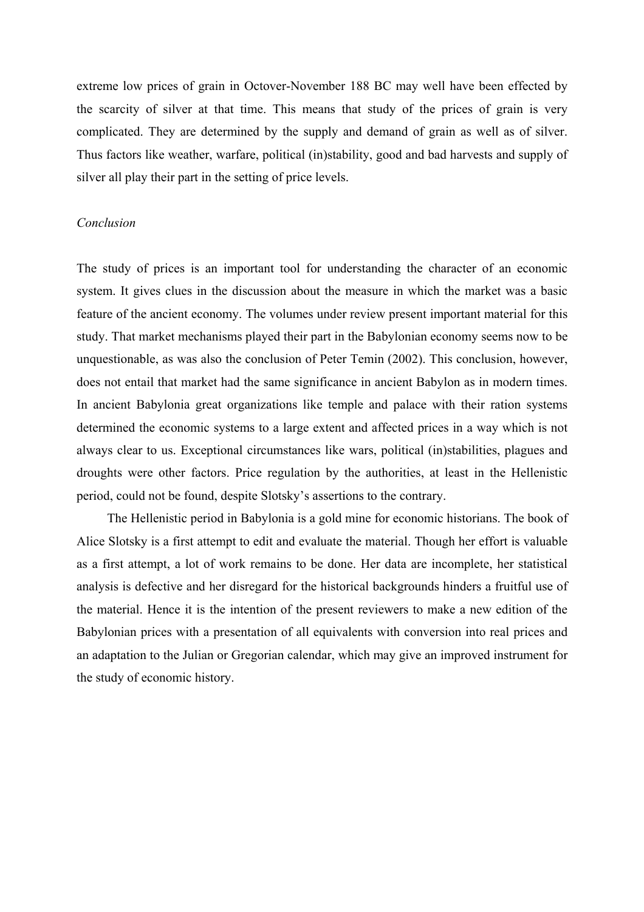extreme low prices of grain in Octover-November 188 BC may well have been effected by the scarcity of silver at that time. This means that study of the prices of grain is very complicated. They are determined by the supply and demand of grain as well as of silver. Thus factors like weather, warfare, political (in)stability, good and bad harvests and supply of silver all play their part in the setting of price levels.

*Conclusion*

The study of prices is an important tool for understanding the character of an economic system. It gives clues in the discussion about the measure in which the market was a basic feature of the ancient economy. The volumes under review present important material for this study. That market mechanisms played their part in the Babylonian economy seems now to be unquestionable, as was also the conclusion of Peter Temin (2002). This conclusion, however, does not entail that market had the same significance in ancient Babylon as in modern times. In ancient Babylonia great organizations like temple and palace with their ration systems determined the economic systems to a large extent and affected prices in a way which is not always clear to us. Exceptional circumstances like wars, political (in)stabilities, plagues and droughts were other factors. Price regulation by the authorities, at least in the Hellenistic period, could not be found, despite Slotsky's assertions to the contrary.

The Hellenistic period in Babylonia is a gold mine for economic historians. The book of Alice Slotsky is a first attempt to edit and evaluate the material. Though her effort is valuable as a first attempt, a lot of work remains to be done. Her data are incomplete, her statistical analysis is defective and her disregard for the historical backgrounds hinders a fruitful use of the material. Hence it is the intention of the present reviewers to make a new edition of the Babylonian prices with a presentation of all equivalents with conversion into real prices and an adaptation to the Julian or Gregorian calendar, which may give an improved instrument for the study of economic history.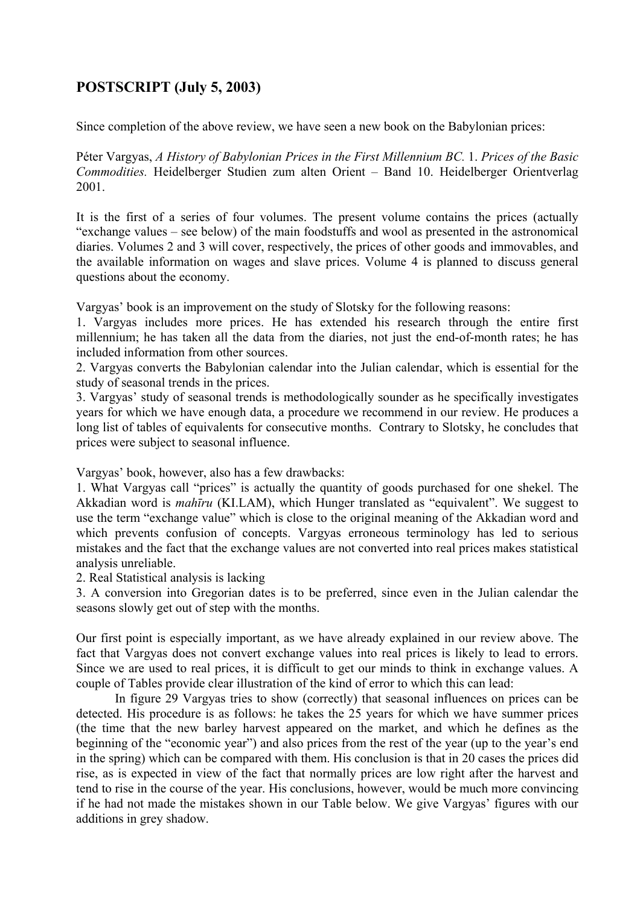## POSTSCRIPT (July 5, 2003)

Since completion of the above review, we have seen a new book on the Babylonian prices:

Péter Vargyas, *A History of Babylonian Prices in the First Millennium BC.* 1. *Prices of the Basic Commodities.* Heidelberger Studien zum alten Orient – Band 10. Heidelberger Orientverlag 2001.

It is the first of a series of four volumes. The present volume contains the prices (actually "exchange values – see below) of the main foodstuffs and wool as presented in the astronomical diaries. Volumes 2 and 3 will cover, respectively, the prices of other goods and immovables, and the available information on wages and slave prices. Volume 4 is planned to discuss general questions about the economy.

Vargyas' book is an improvement on the study of Slotsky for the following reasons:

1. Vargyas includes more prices. He has extended his research through the entire first millennium; he has taken all the data from the diaries, not just the end-of-month rates; he has included information from other sources.
2. Vargyas converts the Babylonian calendar into the Julian calendar, which is essential for the study of seasonal trends in the prices.
3. Vargyas' study of seasonal trends is methodologically sounder as he specifically investigates years for which we have enough data, a procedure we recommend in our review. He produces a long list of tables of equivalents for consecutive months. Contrary to Slotsky, he concludes that prices were subject to seasonal influence.

Vargyas' book, however, also has a few drawbacks:

1. What Vargyas call "prices" is actually the quantity of goods purchased for one shekel. The Akkadian word is *mahīru* (KI.LAM), which Hunger translated as "equivalent". We suggest to use the term "exchange value" which is close to the original meaning of the Akkadian word and which prevents confusion of concepts. Vargyas erroneous terminology has led to serious mistakes and the fact that the exchange values are not converted into real prices makes statistical analysis unreliable.
2. Real Statistical analysis is lacking
3. A conversion into Gregorian dates is to be preferred, since even in the Julian calendar the seasons slowly get out of step with the months.

Our first point is especially important, as we have already explained in our review above. The fact that Vargyas does not convert exchange values into real prices is likely to lead to errors. Since we are used to real prices, it is difficult to get our minds to think in exchange values. A couple of Tables provide clear illustration of the kind of error to which this can lead:

In figure 29 Vargyas tries to show (correctly) that seasonal influences on prices can be detected. His procedure is as follows: he takes the 25 years for which we have summer prices (the time that the new barley harvest appeared on the market, and which he defines as the beginning of the "economic year") and also prices from the rest of the year (up to the year's end in the spring) which can be compared with them. His conclusion is that in 20 cases the prices did rise, as is expected in view of the fact that normally prices are low right after the harvest and tend to rise in the course of the year. His conclusions, however, would be much more convincing if he had not made the mistakes shown in our Table below. We give Vargyas' figures with our additions in grey shadow.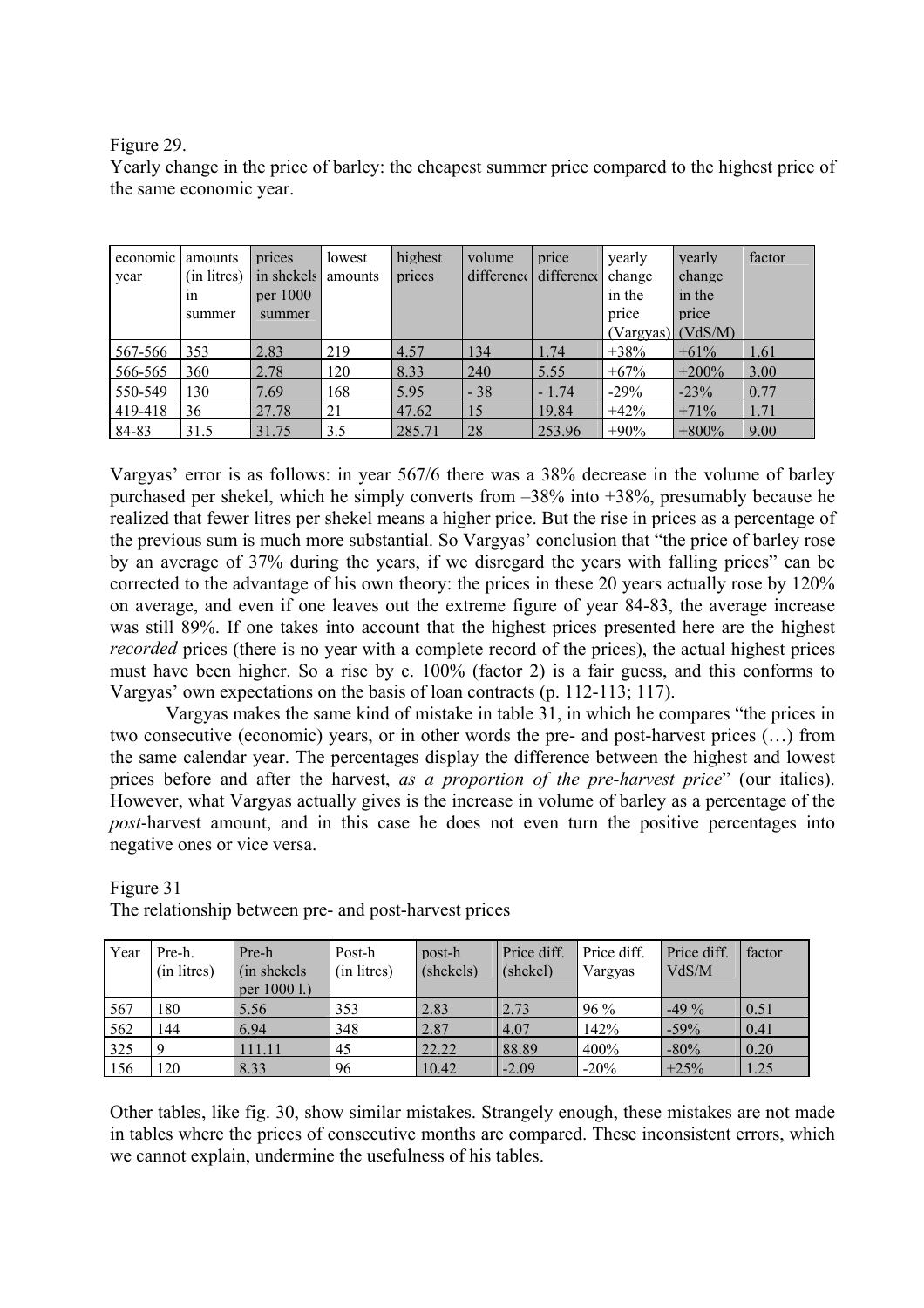Figure 29.

Yearly change in the price of barley: the cheapest summer price compared to the highest price of the same economic year.

| economic year | amounts (in litres) in summer | prices in shekels per 1000 summer | lowest amounts | highest prices | volume difference | price difference | yearly change in the price (Vargyas) | yearly change in the price (VdS/M) | factor |
|---|---|---|---|---|---|---|---|---|---|
| 567-566 | 353 | 2.83 | 219 | 4.57 | 134 | 1.74 | +38% | +61% | 1.61 |
| 566-565 | 360 | 2.78 | 120 | 8.33 | 240 | 5.55 | +67% | +200% | 3.00 |
| 550-549 | 130 | 7.69 | 168 | 5.95 | - 38 | - 1.74 | -29% | -23% | 0.77 |
| 419-418 | 36 | 27.78 | 21 | 47.62 | 15 | 19.84 | +42% | +71% | 1.71 |
| 84-83 | 31.5 | 31.75 | 3.5 | 285.71 | 28 | 253.96 | +90% | +800% | 9.00 |

Vargyas' error is as follows: in year 567/6 there was a 38% decrease in the volume of barley purchased per shekel, which he simply converts from –38% into +38%, presumably because he realized that fewer litres per shekel means a higher price. But the rise in prices as a percentage of the previous sum is much more substantial. So Vargyas' conclusion that "the price of barley rose by an average of 37% during the years, if we disregard the years with falling prices" can be corrected to the advantage of his own theory: the prices in these 20 years actually rose by 120% on average, and even if one leaves out the extreme figure of year 84-83, the average increase was still 89%. If one takes into account that the highest prices presented here are the highest *recorded* prices (there is no year with a complete record of the prices), the actual highest prices must have been higher. So a rise by c. 100% (factor 2) is a fair guess, and this conforms to Vargyas' own expectations on the basis of loan contracts (p. 112-113; 117).

Vargyas makes the same kind of mistake in table 31, in which he compares "the prices in two consecutive (economic) years, or in other words the pre- and post-harvest prices (…) from the same calendar year. The percentages display the difference between the highest and lowest prices before and after the harvest, *as a proportion of the pre-harvest price*" (our italics). However, what Vargyas actually gives is the increase in volume of barley as a percentage of the *post*-harvest amount, and in this case he does not even turn the positive percentages into negative ones or vice versa.

Figure 31

The relationship between pre- and post-harvest prices

| Year | Pre-h. (in litres) | Pre-h (in shekels per 1000 l.) | Post-h (in litres) | post-h (shekels) | Price diff. (shekel) | Price diff. Vargyas | Price diff. VdS/M | factor |
|---|---|---|---|---|---|---|---|---|
| 567 | 180 | 5.56 | 353 | 2.83 | 2.73 | 96 % | -49 % | 0.51 |
| 562 | 144 | 6.94 | 348 | 2.87 | 4.07 | 142% | -59% | 0.41 |
| 325 | 9 | 111.11 | 45 | 22.22 | 88.89 | 400% | -80% | 0.20 |
| 156 | 120 | 8.33 | 96 | 10.42 | -2.09 | -20% | +25% | 1.25 |

Other tables, like fig. 30, show similar mistakes. Strangely enough, these mistakes are not made in tables where the prices of consecutive months are compared. These inconsistent errors, which we cannot explain, undermine the usefulness of his tables.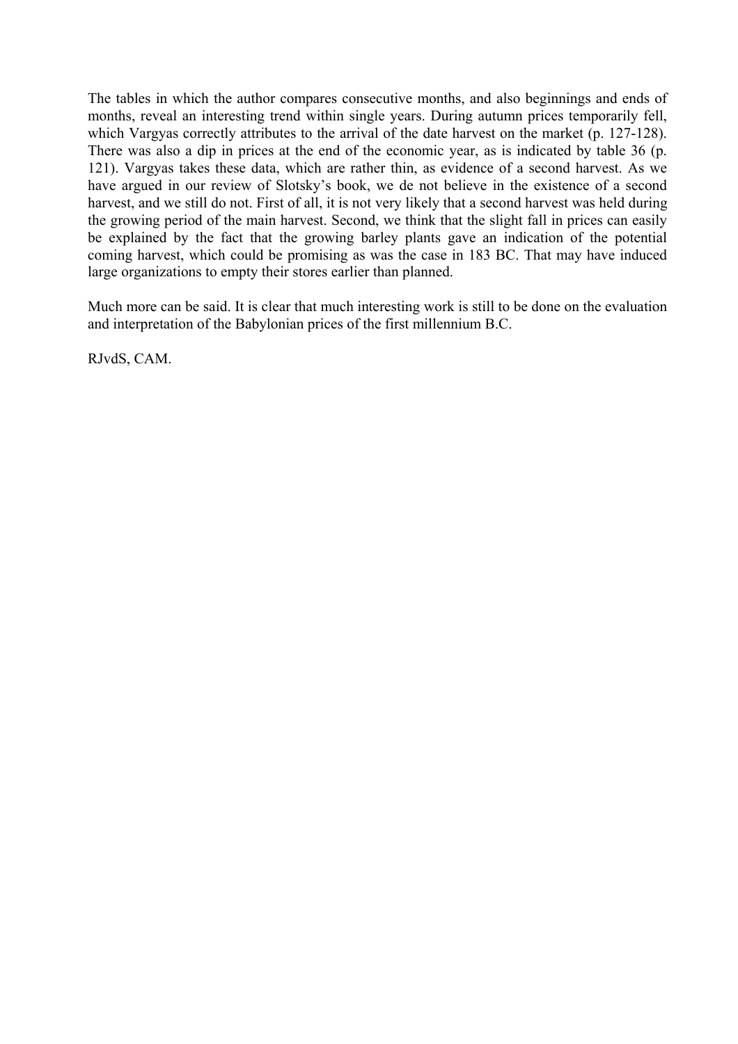The tables in which the author compares consecutive months, and also beginnings and ends of months, reveal an interesting trend within single years. During autumn prices temporarily fell, which Vargyas correctly attributes to the arrival of the date harvest on the market (p. 127-128). There was also a dip in prices at the end of the economic year, as is indicated by table 36 (p. 121). Vargyas takes these data, which are rather thin, as evidence of a second harvest. As we have argued in our review of Slotsky's book, we de not believe in the existence of a second harvest, and we still do not. First of all, it is not very likely that a second harvest was held during the growing period of the main harvest. Second, we think that the slight fall in prices can easily be explained by the fact that the growing barley plants gave an indication of the potential coming harvest, which could be promising as was the case in 183 BC. That may have induced large organizations to empty their stores earlier than planned.

Much more can be said. It is clear that much interesting work is still to be done on the evaluation and interpretation of the Babylonian prices of the first millennium B.C.

RJvdS, CAM.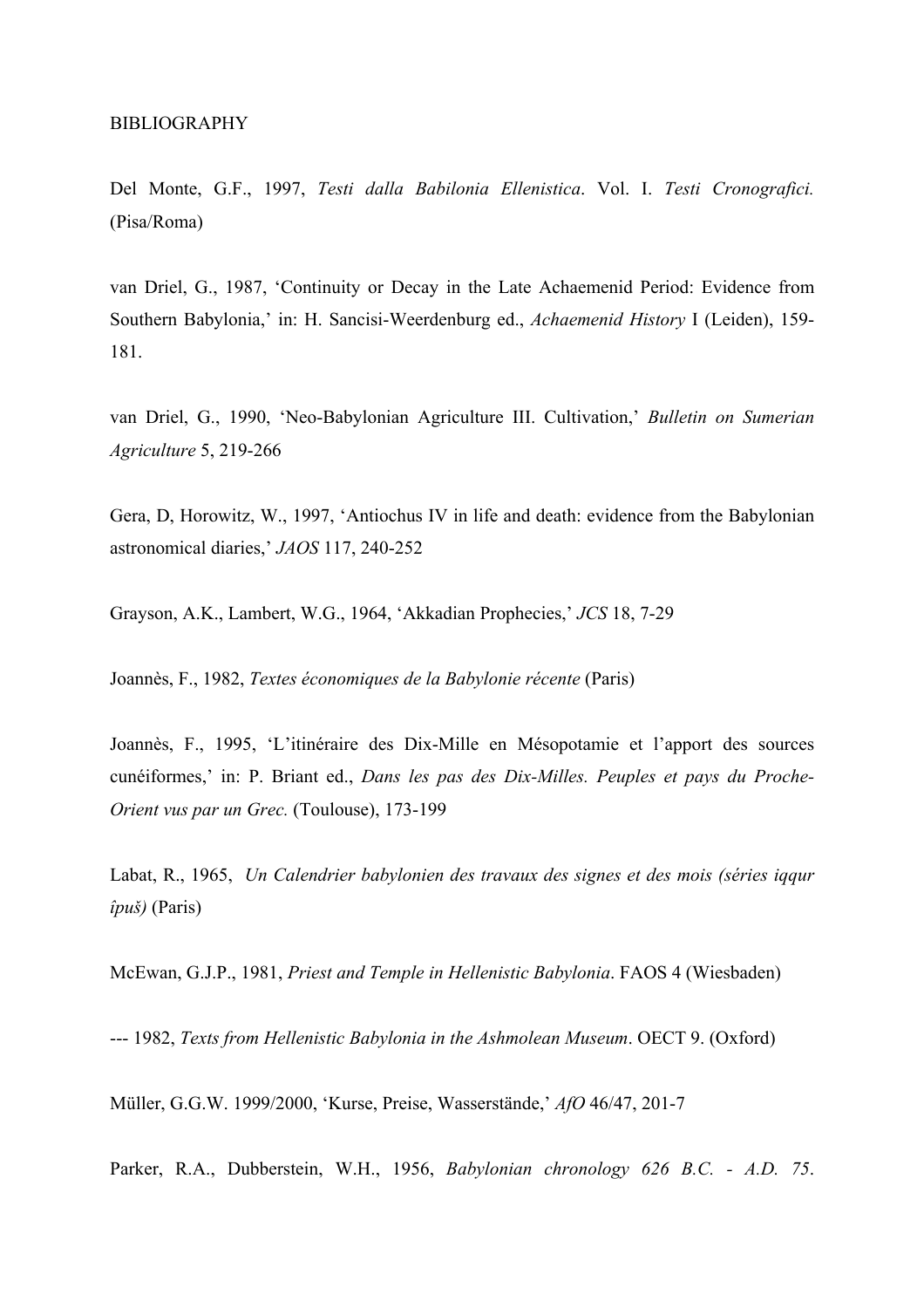## BIBLIOGRAPHY

Del Monte, G.F., 1997, *Testi dalla Babilonia Ellenistica*. Vol. I. *Testi Cronografici.* (Pisa/Roma)

van Driel, G., 1987, 'Continuity or Decay in the Late Achaemenid Period: Evidence from Southern Babylonia,' in: H. Sancisi-Weerdenburg ed., *Achaemenid History* I (Leiden), 159-181.

van Driel, G., 1990, 'Neo-Babylonian Agriculture III. Cultivation,' *Bulletin on Sumerian Agriculture* 5, 219-266

Gera, D, Horowitz, W., 1997, 'Antiochus IV in life and death: evidence from the Babylonian astronomical diaries,' *JAOS* 117, 240-252

Grayson, A.K., Lambert, W.G., 1964, 'Akkadian Prophecies,' *JCS* 18, 7-29

Joannès, F., 1982, *Textes économiques de la Babylonie récente* (Paris)

Joannès, F., 1995, 'L'itinéraire des Dix-Mille en Mésopotamie et l'apport des sources cunéiformes,' in: P. Briant ed., *Dans les pas des Dix-Milles. Peuples et pays du Proche-Orient vus par un Grec.* (Toulouse), 173-199

Labat, R., 1965, *Un Calendrier babylonien des travaux des signes et des mois (séries iqqur îpuš)* (Paris)

McEwan, G.J.P., 1981, *Priest and Temple in Hellenistic Babylonia*. FAOS 4 (Wiesbaden)

--- 1982, *Texts from Hellenistic Babylonia in the Ashmolean Museum*. OECT 9. (Oxford)

Müller, G.G.W. 1999/2000, 'Kurse, Preise, Wasserstände,' *AfO* 46/47, 201-7

Parker, R.A., Dubberstein, W.H., 1956, *Babylonian chronology 626 B.C. - A.D. 75*.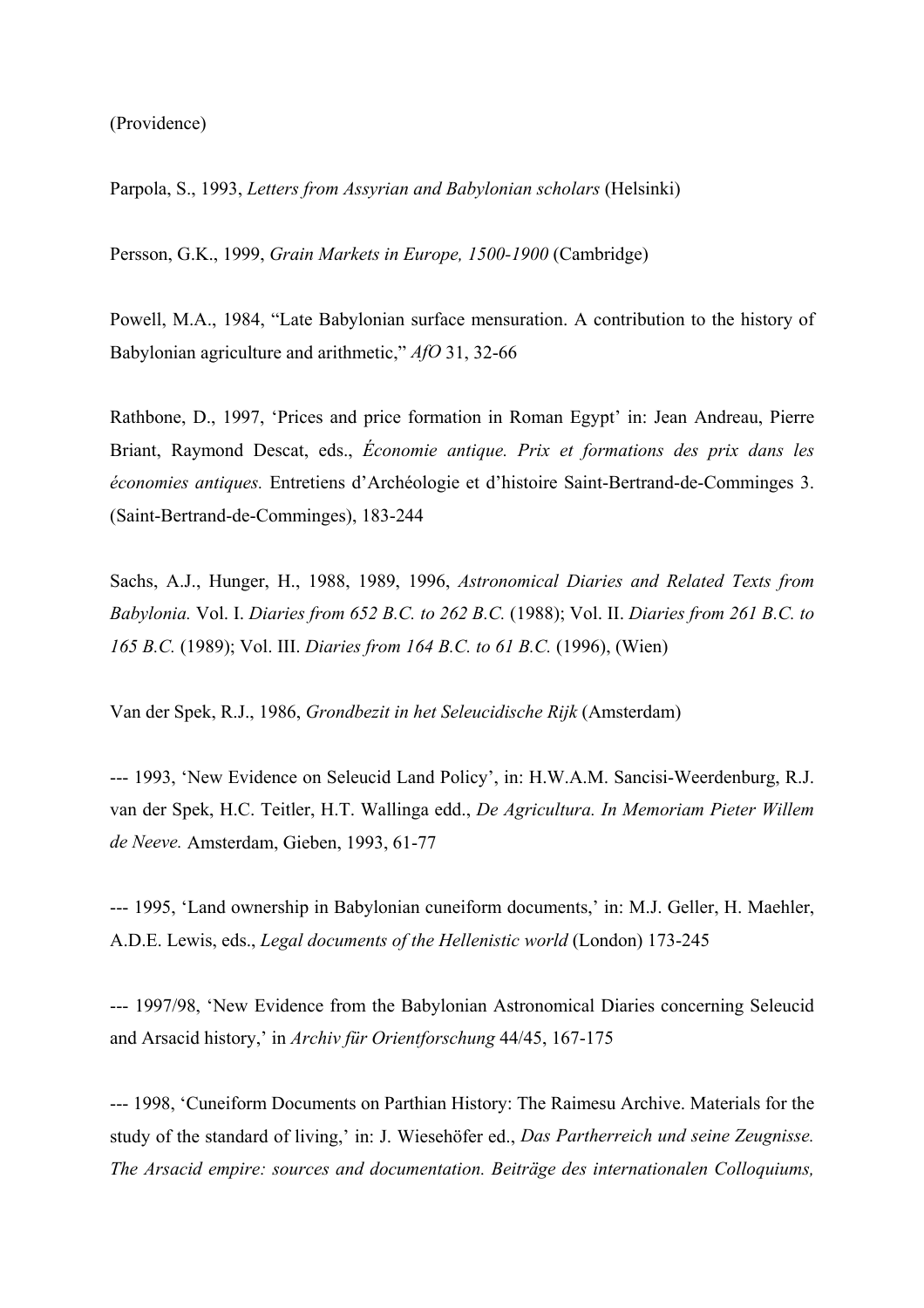(Providence)

Parpola, S., 1993, *Letters from Assyrian and Babylonian scholars* (Helsinki)

Persson, G.K., 1999, *Grain Markets in Europe, 1500-1900* (Cambridge)

Powell, M.A., 1984, "Late Babylonian surface mensuration. A contribution to the history of Babylonian agriculture and arithmetic," *AfO* 31, 32-66

Rathbone, D., 1997, 'Prices and price formation in Roman Egypt' in: Jean Andreau, Pierre Briant, Raymond Descat, eds., *Économie antique. Prix et formations des prix dans les économies antiques.* Entretiens d'Archéologie et d'histoire Saint-Bertrand-de-Comminges 3. (Saint-Bertrand-de-Comminges), 183-244

Sachs, A.J., Hunger, H., 1988, 1989, 1996, *Astronomical Diaries and Related Texts from Babylonia.* Vol. I. *Diaries from 652 B.C. to 262 B.C.* (1988); Vol. II. *Diaries from 261 B.C. to 165 B.C.* (1989); Vol. III. *Diaries from 164 B.C. to 61 B.C.* (1996), (Wien)

Van der Spek, R.J., 1986, *Grondbezit in het Seleucidische Rijk* (Amsterdam)

--- 1993, 'New Evidence on Seleucid Land Policy', in: H.W.A.M. Sancisi-Weerdenburg, R.J. van der Spek, H.C. Teitler, H.T. Wallinga edd., *De Agricultura. In Memoriam Pieter Willem de Neeve.* Amsterdam, Gieben, 1993, 61-77

--- 1995, 'Land ownership in Babylonian cuneiform documents,' in: M.J. Geller, H. Maehler, A.D.E. Lewis, eds., *Legal documents of the Hellenistic world* (London) 173-245

--- 1997/98, 'New Evidence from the Babylonian Astronomical Diaries concerning Seleucid and Arsacid history,' in *Archiv für Orientforschung* 44/45, 167-175

--- 1998, 'Cuneiform Documents on Parthian History: The Raimesu Archive. Materials for the study of the standard of living,' in: J. Wiesehöfer ed., *Das Partherreich und seine Zeugnisse. The Arsacid empire: sources and documentation. Beiträge des internationalen Colloquiums,*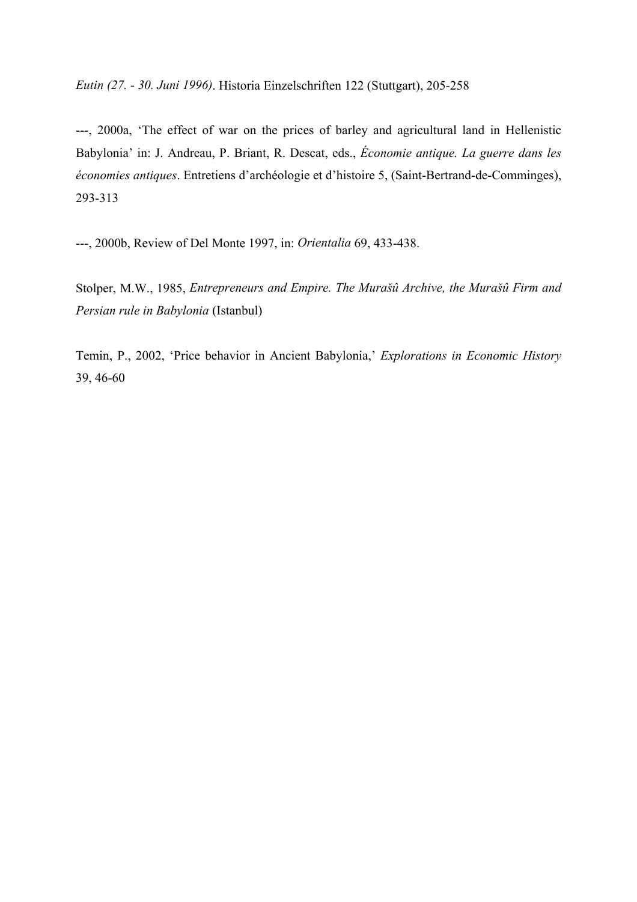*Eutin (27. - 30. Juni 1996)*. Historia Einzelschriften 122 (Stuttgart), 205-258

---, 2000a, 'The effect of war on the prices of barley and agricultural land in Hellenistic Babylonia' in: J. Andreau, P. Briant, R. Descat, eds., *Économie antique. La guerre dans les économies antiques*. Entretiens d'archéologie et d'histoire 5, (Saint-Bertrand-de-Comminges), 293-313

---, 2000b, Review of Del Monte 1997, in: *Orientalia* 69, 433-438.

Stolper, M.W., 1985, *Entrepreneurs and Empire. The Murašû Archive, the Murašû Firm and Persian rule in Babylonia* (Istanbul)

Temin, P., 2002, 'Price behavior in Ancient Babylonia,' *Explorations in Economic History* 39, 46-60